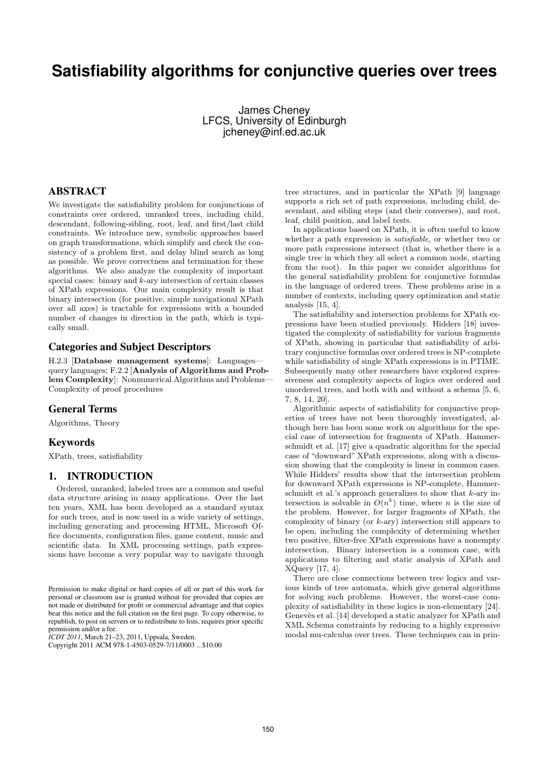# Satisfiability algorithms for conjunctive queries over trees

James Cheney
LFCS, University of Edinburgh
jcheney@inf.ed.ac.uk

## ABSTRACT

We investigate the satisfiability problem for conjunctions of constraints over ordered, unranked trees, including child, descendant, following-sibling, root, leaf, and first/last child constraints. We introduce new, symbolic approaches based on graph transformations, which simplify and check the consistency of a problem first, and delay blind search as long as possible. We prove correctness and termination for these algorithms. We also analyze the complexity of important special cases: binary and $k$-ary intersection of certain classes of XPath expressions. Our main complexity result is that binary intersection (for positive, simple navigational XPath over all axes) is tractable for expressions with a bounded number of changes in direction in the path, which is typically small.

### Categories and Subject Descriptors

H.2.3 [**Database management systems**]: Languages—query languages; F.2.2 [**Analysis of Algorithms and Problem Complexity**]: Nonnumerical Algorithms and Problems—Complexity of proof procedures

### General Terms

Algorithms, Theory

### Keywords

XPath, trees, satisfiability

## 1. INTRODUCTION

Ordered, unranked, labeled trees are a common and useful data structure arising in many applications. Over the last ten years, XML has been developed as a standard syntax for such trees, and is now used in a wide variety of settings, including generating and processing HTML, Microsoft Office documents, configuration files, game content, music and scientific data. In XML processing settings, path expressions have become a very popular way to navigate through tree structures, and in particular the XPath [9] language supports a rich set of path expressions, including child, descendant, and sibling steps (and their converses), and root, leaf, child position, and label tests.

In applications based on XPath, it is often useful to know whether a path expression is *satisfiable*, or whether two or more path expressions intersect (that is, whether there is a single tree in which they all select a common node, starting from the root). In this paper we consider algorithms for the general satisfiability problem for conjunctive formulas in the language of ordered trees. These problems arise in a number of contexts, including query optimization and static analysis [15, 4].

The satisfiability and intersection problems for XPath expressions have been studied previously. Hidders [18] investigated the complexity of satisfiability for various fragments of XPath, showing in particular that satisfiability of arbitrary conjunctive formulas over ordered trees is NP-complete while satisfiability of single XPath expressions is in PTIME. Subsequently many other researchers have explored expressiveness and complexity aspects of logics over ordered and unordered trees, and both with and without a schema [5, 6, 7, 8, 14, 20].

Algorithmic aspects of satisfiability for conjunctive properties of trees have not been thoroughly investigated, although here has been some work on algorithms for the special case of intersection for fragments of XPath. Hammerschmidt et al. [17] give a quadratic algorithm for the special case of "downward" XPath expressions, along with a discussion showing that the complexity is linear in common cases. While Hidders' results show that the intersection problem for downward XPath expressions is NP-complete, Hammerschmidt et al.'s approach generalizes to show that $k$-ary intersection is solvable in $O(n^k)$ time, where $n$ is the size of the problem. However, for larger fragments of XPath, the complexity of binary (or $k$-ary) intersection still appears to be open, including the complexity of determining whether two positive, filter-free XPath expressions have a nonempty intersection. Binary intersection is a common case, with applications to filtering and static analysis of XPath and XQuery [17, 4].

There are close connections between tree logics and various kinds of tree automata, which give general algorithms for solving such problems. However, the worst-case complexity of satisfiability in these logics is non-elementary [24]. Genevès et al. [14] developed a static analyzer for XPath and XML Schema constraints by reducing to a highly expressive modal mu-calculus over trees. These techniques can in prin-

Permission to make digital or hard copies of all or part of this work for personal or classroom use is granted without fee provided that copies are not made or distributed for profit or commercial advantage and that copies bear this notice and the full citation on the first page. To copy otherwise, to republish, to post on servers or to redistribute to lists, requires prior specific permission and/or a fee.
*ICDT 2011*, March 21–23, 2011, Uppsala, Sweden.
Copyright 2011 ACM 978-1-4503-0529-7/11/0003 ...$10.00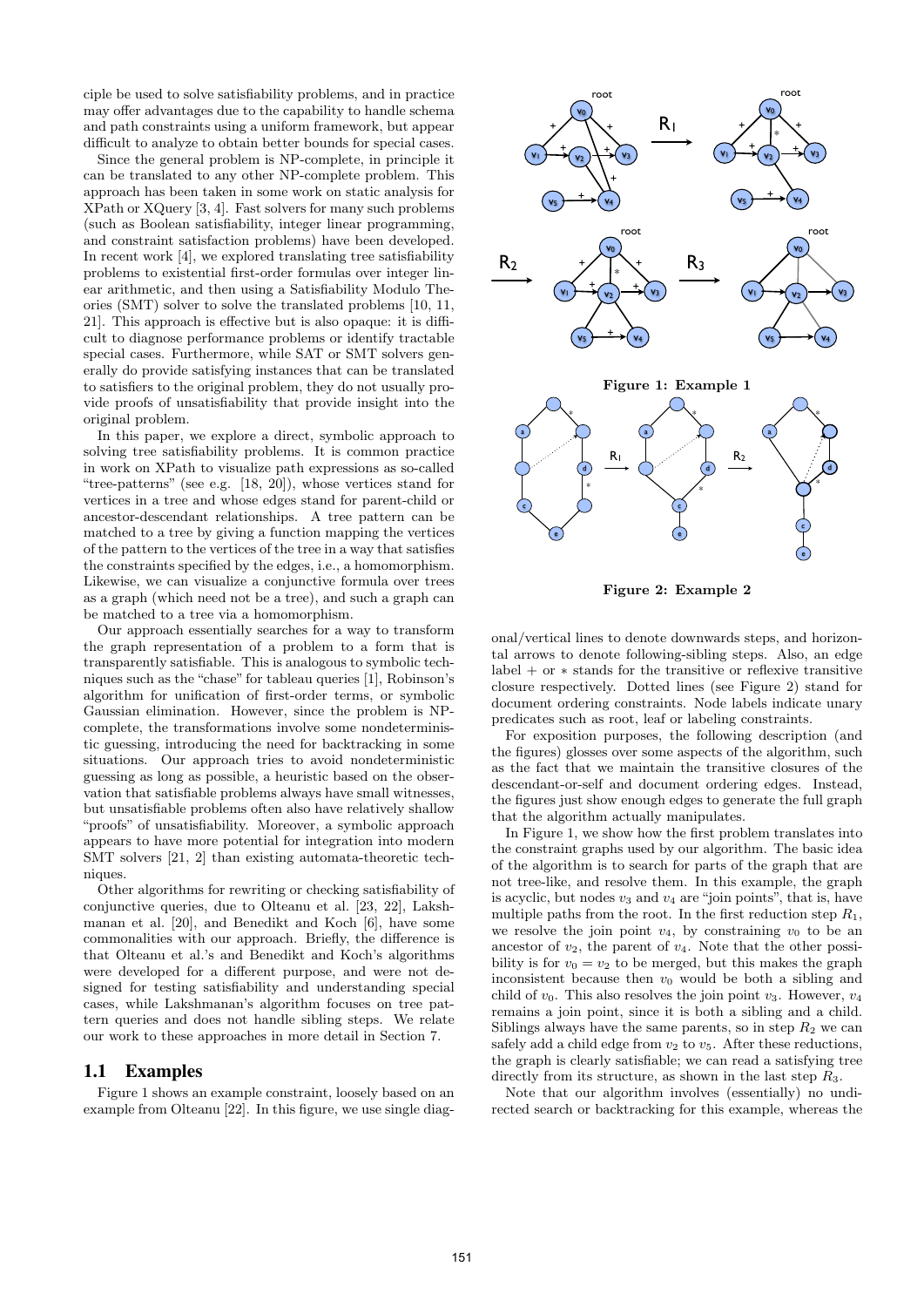ciple be used to solve satisfiability problems, and in practice may offer advantages due to the capability to handle schema and path constraints using a uniform framework, but appear difficult to analyze to obtain better bounds for special cases.

Since the general problem is NP-complete, in principle it can be translated to any other NP-complete problem. This approach has been taken in some work on static analysis for XPath or XQuery [3, 4]. Fast solvers for many such problems (such as Boolean satisfiability, integer linear programming, and constraint satisfaction problems) have been developed. In recent work [4], we explored translating tree satisfiability problems to existential first-order formulas over integer linear arithmetic, and then using a Satisfiability Modulo Theories (SMT) solver to solve the translated problems [10, 11, 21]. This approach is effective but is also opaque: it is difficult to diagnose performance problems or identify tractable special cases. Furthermore, while SAT or SMT solvers generally do provide satisfying instances that can be translated to satisfiers to the original problem, they do not usually provide proofs of unsatisfiability that provide insight into the original problem.

In this paper, we explore a direct, symbolic approach to solving tree satisfiability problems. It is common practice in work on XPath to visualize path expressions as so-called "tree-patterns" (see e.g. [18, 20]), whose vertices stand for vertices in a tree and whose edges stand for parent-child or ancestor-descendant relationships. A tree pattern can be matched to a tree by giving a function mapping the vertices of the pattern to the vertices of the tree in a way that satisfies the constraints specified by the edges, i.e., a homomorphism. Likewise, we can visualize a conjunctive formula over trees as a graph (which need not be a tree), and such a graph can be matched to a tree via a homomorphism.

Our approach essentially searches for a way to transform the graph representation of a problem to a form that is transparently satisfiable. This is analogous to symbolic techniques such as the "chase" for tableau queries [1], Robinson's algorithm for unification of first-order terms, or symbolic Gaussian elimination. However, since the problem is NP-complete, the transformations involve some nondeterministic guessing, introducing the need for backtracking in some situations. Our approach tries to avoid nondeterministic guessing as long as possible, a heuristic based on the observation that satisfiable problems always have small witnesses, but unsatisfiable problems often also have relatively shallow "proofs" of unsatisfiability. Moreover, a symbolic approach appears to have more potential for integration into modern SMT solvers [21, 2] than existing automata-theoretic techniques.

Other algorithms for rewriting or checking satisfiability of conjunctive queries, due to Olteanu et al. [23, 22], Lakshmanan et al. [20], and Benedikt and Koch [6], have some commonalities with our approach. Briefly, the difference is that Olteanu et al.'s and Benedikt and Koch's algorithms were developed for a different purpose, and were not designed for testing satisfiability and understanding special cases, while Lakshmanan's algorithm focuses on tree pattern queries and does not handle sibling steps. We relate our work to these approaches in more detail in Section 7.

## 1.1 Examples

Figure 1 shows an example constraint, loosely based on an example from Olteanu [22]. In this figure, we use single diagonal/vertical lines to denote downwards steps, and horizontal arrows to denote following-sibling steps. Also, an edge label + or ∗ stands for the transitive or reflexive transitive closure respectively. Dotted lines (see Figure 2) stand for document ordering constraints. Node labels indicate unary predicates such as root, leaf or labeling constraints.

Figure 1: Example 1

Figure 2: Example 2

For exposition purposes, the following description (and the figures) glosses over some aspects of the algorithm, such as the fact that we maintain the transitive closures of the descendant-or-self and document ordering edges. Instead, the figures just show enough edges to generate the full graph that the algorithm actually manipulates.

In Figure 1, we show how the first problem translates into the constraint graphs used by our algorithm. The basic idea of the algorithm is to search for parts of the graph that are not tree-like, and resolve them. In this example, the graph is acyclic, but nodes $v_3$ and $v_4$ are "join points", that is, have multiple paths from the root. In the first reduction step $R_1$, we resolve the join point $v_4$, by constraining $v_0$ to be an ancestor of $v_2$, the parent of $v_4$. Note that the other possibility is for $v_0 = v_2$ to be merged, but this makes the graph inconsistent because then $v_0$ would be both a sibling and child of $v_0$. This also resolves the join point $v_3$. However, $v_4$ remains a join point, since it is both a sibling and a child. Siblings always have the same parents, so in step $R_2$ we can safely add a child edge from $v_2$ to $v_5$. After these reductions, the graph is clearly satisfiable; we can read a satisfying tree directly from its structure, as shown in the last step $R_3$.

Note that our algorithm involves (essentially) no undirected search or backtracking for this example, whereas the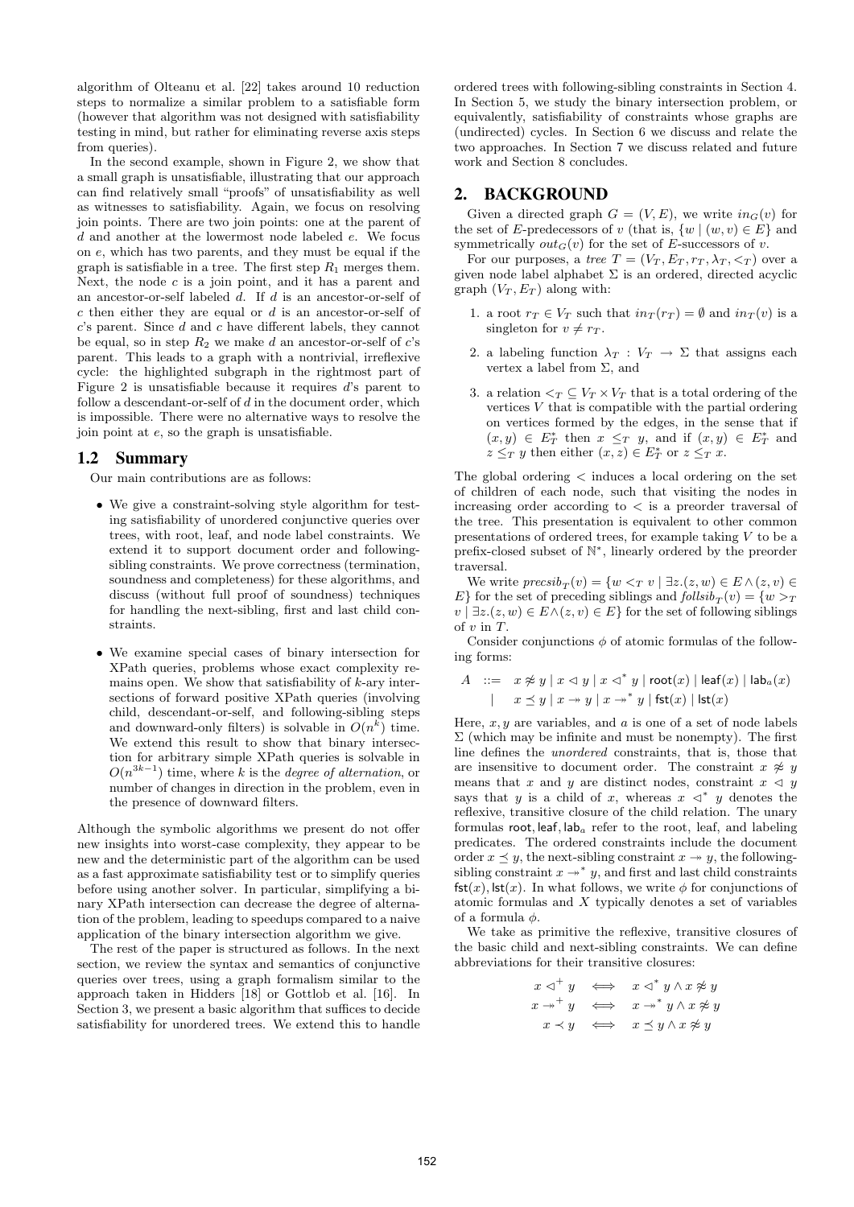algorithm of Olteanu et al. [22] takes around 10 reduction steps to normalize a similar problem to a satisfiable form (however that algorithm was not designed with satisfiability testing in mind, but rather for eliminating reverse axis steps from queries).

In the second example, shown in Figure 2, we show that a small graph is unsatisfiable, illustrating that our approach can find relatively small "proofs" of unsatisfiability as well as witnesses to satisfiability. Again, we focus on resolving join points. There are two join points: one at the parent of $d$ and another at the lowermost node labeled $e$. We focus on $e$, which has two parents, and they must be equal if the graph is satisfiable in a tree. The first step $R_1$ merges them. Next, the node $c$ is a join point, and it has a parent and an ancestor-or-self labeled $d$. If $d$ is an ancestor-or-self of $c$ then either they are equal or $d$ is an ancestor-or-self of $c$'s parent. Since $d$ and $c$ have different labels, they cannot be equal, so in step $R_2$ we make $d$ an ancestor-or-self of $c$'s parent. This leads to a graph with a nontrivial, irreflexive cycle: the highlighted subgraph in the rightmost part of Figure 2 is unsatisfiable because it requires $d$'s parent to follow a descendant-or-self of $d$ in the document order, which is impossible. There were no alternative ways to resolve the join point at $e$, so the graph is unsatisfiable.

## 1.2 Summary

Our main contributions are as follows:

- We give a constraint-solving style algorithm for testing satisfiability of unordered conjunctive queries over trees, with root, leaf, and node label constraints. We extend it to support document order and following-sibling constraints. We prove correctness (termination, soundness and completeness) for these algorithms, and discuss (without full proof of soundness) techniques for handling the next-sibling, first and last child constraints.
- We examine special cases of binary intersection for XPath queries, problems whose exact complexity remains open. We show that satisfiability of $k$-ary intersections of forward positive XPath queries (involving child, descendant-or-self, and following-sibling steps and downward-only filters) is solvable in $O(n^k)$ time. We extend this result to show that binary intersection for arbitrary simple XPath queries is solvable in $O(n^{3k-1})$ time, where $k$ is the *degree of alternation*, or number of changes in direction in the problem, even in the presence of downward filters.

Although the symbolic algorithms we present do not offer new insights into worst-case complexity, they appear to be new and the deterministic part of the algorithm can be used as a fast approximate satisfiability test or to simplify queries before using another solver. In particular, simplifying a binary XPath intersection can decrease the degree of alternation of the problem, leading to speedups compared to a naive application of the binary intersection algorithm we give.

The rest of the paper is structured as follows. In the next section, we review the syntax and semantics of conjunctive queries over trees, using a graph formalism similar to the approach taken in Hidders [18] or Gottlob et al. [16]. In Section 3, we present a basic algorithm that suffices to decide satisfiability for unordered trees. We extend this to handle ordered trees with following-sibling constraints in Section 4. In Section 5, we study the binary intersection problem, or equivalently, satisfiability of constraints whose graphs are (undirected) cycles. In Section 6 we discuss and relate the two approaches. In Section 7 we discuss related and future work and Section 8 concludes.

## 2. BACKGROUND

Given a directed graph $G = (V, E)$, we write $in_G(v)$ for the set of $E$-predecessors of $v$ (that is, $\{w \mid (w, v) \in E\}$ and symmetrically $out_G(v)$ for the set of $E$-successors of $v$.

For our purposes, a *tree* $T = (V_T, E_T, r_T, \lambda_T, <_T)$ over a given node label alphabet $\Sigma$ is an ordered, directed acyclic graph $(V_T, E_T)$ along with:

1. a root $r_T \in V_T$ such that $in_T(r_T) = \emptyset$ and $in_T(v)$ is a singleton for $v \neq r_T$.
2. a labeling function $\lambda_T : V_T \to \Sigma$ that assigns each vertex a label from $\Sigma$, and
3. a relation $<_T \subseteq V_T \times V_T$ that is a total ordering of the vertices $V$ that is compatible with the partial ordering on vertices formed by the edges, in the sense that if $(x, y) \in E_T^*$ then $x \leq_T y$, and if $(x, y) \in E_T^*$ and $z \leq_T y$ then either $(x, z) \in E_T^*$ or $z \leq_T x$.

The global ordering $<$ induces a local ordering on the set of children of each node, such that visiting the nodes in increasing order according to $<$ is a preorder traversal of the tree. This presentation is equivalent to other common presentations of ordered trees, for example taking $V$ to be a prefix-closed subset of $\mathbb{N}^*$, linearly ordered by the preorder traversal.

We write $precsib_T(v) = \{w <_T v \mid \exists z.(z, w) \in E \wedge (z, v) \in E\}$ for the set of preceding siblings and $follsib_T(v) = \{w >_T v \mid \exists z.(z, w) \in E \wedge (z, v) \in E\}$ for the set of following siblings of $v$ in $T$.

Consider conjunctions $\phi$ of atomic formulas of the following forms:

$$
\begin{array}{rcl}
A & ::= & x \not\approx y \mid x \lhd y \mid x \lhd^* y \mid \mathsf{root}(x) \mid \mathsf{leaf}(x) \mid \mathsf{lab}_a(x) \\
 & \mid & x \preceq y \mid x \twoheadrightarrow y \mid x \twoheadrightarrow^* y \mid \mathsf{fst}(x) \mid \mathsf{lst}(x)
\end{array}
$$

Here, $x, y$ are variables, and $a$ is one of a set of node labels $\Sigma$ (which may be infinite and must be nonempty). The first line defines the *unordered* constraints, that is, those that are insensitive to document order. The constraint $x \not\approx y$ means that $x$ and $y$ are distinct nodes, constraint $x \lhd y$ says that $y$ is a child of $x$, whereas $x \lhd^* y$ denotes the reflexive, transitive closure of the child relation. The unary formulas $\mathsf{root}, \mathsf{leaf}, \mathsf{lab}_a$ refer to the root, leaf, and labeling predicates. The ordered constraints include the document order $x \preceq y$, the next-sibling constraint $x \twoheadrightarrow y$, the following-sibling constraint $x \twoheadrightarrow^* y$, and first and last child constraints $\mathsf{fst}(x), \mathsf{lst}(x)$. In what follows, we write $\phi$ for conjunctions of atomic formulas and $X$ typically denotes a set of variables of a formula $\phi$.

We take as primitive the reflexive, transitive closures of the basic child and next-sibling constraints. We can define abbreviations for their transitive closures:

$$
\begin{array}{rcl}
x \lhd^+ y & \iff & x \lhd^* y \wedge x \not\approx y \\
x \twoheadrightarrow^+ y & \iff & x \twoheadrightarrow^* y \wedge x \not\approx y \\
x \prec y & \iff & x \preceq y \wedge x \not\approx y
\end{array}
$$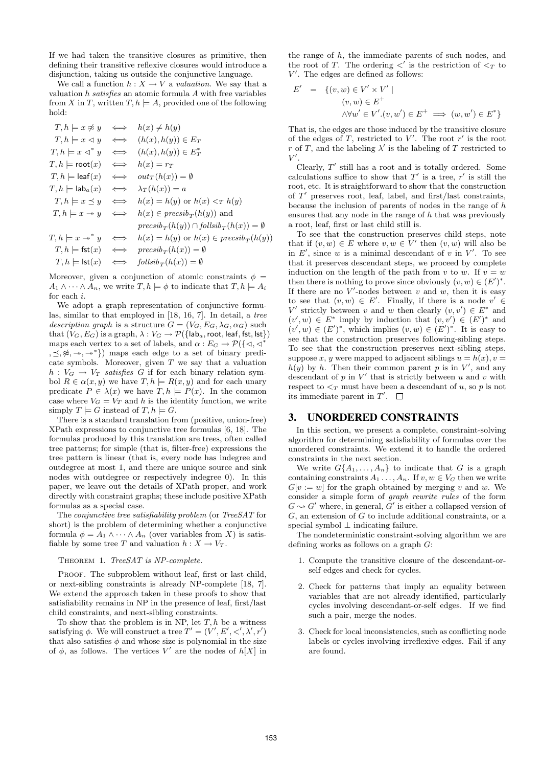If we had taken the transitive closures as primitive, then defining their transitive reflexive closures would introduce a disjunction, taking us outside the conjunctive language.

We call a function $h : X \to V$ a *valuation*. We say that a valuation $h$ *satisfies* an atomic formula $A$ with free variables from $X$ in $T$, written $T, h \models A$, provided one of the following hold:

$$
\begin{array}{rcl}
T, h \models x \not\approx y & \iff & h(x) \neq h(y) \\
T, h \models x \lhd y & \iff & (h(x), h(y)) \in E_T \\
T, h \models x \lhd^* y & \iff & (h(x), h(y)) \in E_T^* \\
T, h \models \mathsf{root}(x) & \iff & h(x) = r_T \\
T, h \models \mathsf{leaf}(x) & \iff & out_T(h(x)) = \emptyset \\
T, h \models \mathsf{lab}_a(x) & \iff & \lambda_T(h(x)) = a \\
T, h \models x \preceq y & \iff & h(x) = h(y) \text{ or } h(x) <_T h(y) \\
T, h \models x \twoheadrightarrow y & \iff & h(x) \in precsib_T(h(y)) \text{ and} \\
& & precsib_T(h(y)) \cap follsib_T(h(x)) = \emptyset \\
T, h \models x \twoheadrightarrow^* y & \iff & h(x) = h(y) \text{ or } h(x) \in precsib_T(h(y)) \\
T, h \models \mathsf{fst}(x) & \iff & precsib_T(h(x)) = \emptyset \\
T, h \models \mathsf{lst}(x) & \iff & follsib_T(h(x)) = \emptyset
\end{array}
$$

Moreover, given a conjunction of atomic constraints $\phi = A_1 \wedge \cdots \wedge A_n$, we write $T, h \models \phi$ to indicate that $T, h \models A_i$ for each $i$.

We adopt a graph representation of conjunctive formulas, similar to that employed in [18, 16, 7]. In detail, a *tree description graph* is a structure $G = (V_G, E_G, \lambda_G, \alpha_G)$ such that $(V_G, E_G)$ is a graph, $\lambda : V_G \to \mathcal{P}(\{\mathsf{lab}_a, \mathsf{root}, \mathsf{leaf}, \mathsf{fst}, \mathsf{lst}\})$ maps each vertex to a set of labels, and $\alpha : E_G \to \mathcal{P}(\{\lhd, \lhd^*, \preceq, \not\approx, \twoheadrightarrow, \twoheadrightarrow^*\})$ maps each edge to a set of binary predicate symbols. Moreover, given $T$ we say that a valuation $h : V_G \to V_T$ *satisfies* $G$ if for each binary relation symbol $R \in \alpha(x, y)$ we have $T, h \models R(x, y)$ and for each unary predicate $P \in \lambda(x)$ we have $T, h \models P(x)$. In the common case where $V_G = V_T$ and $h$ is the identity function, we write simply $T \models G$ instead of $T, h \models G$.

There is a standard translation from (positive, union-free) XPath expressions to conjunctive tree formulas [6, 18]. The formulas produced by this translation are trees, often called tree patterns; for simple (that is, filter-free) expressions the tree pattern is linear (that is, every node has indegree and outdegree at most 1, and there are unique source and sink nodes with outdegree or respectively indegree 0). In this paper, we leave out the details of XPath proper, and work directly with constraint graphs; these include positive XPath formulas as a special case.

The *conjunctive tree satisfiability problem* (or *TreeSAT* for short) is the problem of determining whether a conjunctive formula $\phi = A_1 \wedge \cdots \wedge A_n$ (over variables from $X$) is satisfiable by some tree $T$ and valuation $h : X \to V_T$.

THEOREM 1. *TreeSAT is NP-complete.*

PROOF. The subproblem without leaf, first or last child, or next-sibling constraints is already NP-complete [18, 7]. We extend the approach taken in these proofs to show that satisfiability remains in NP in the presence of leaf, first/last child constraints, and next-sibling constraints.

To show that the problem is in NP, let $T, h$ be a witness satisfying $\phi$. We will construct a tree $T' = (V', E', <', \lambda', r')$ that also satisfies $\phi$ and whose size is polynomial in the size of $\phi$, as follows. The vertices $V'$ are the nodes of $h[X]$ in the range of $h$, the immediate parents of such nodes, and the root of $T$. The ordering $<'$ is the restriction of $<_T$ to $V'$. The edges are defined as follows:

$$
\begin{array}{rcl}
E' & = & \{(v, w) \in V' \times V' \mid \\
& & (v, w) \in E^+ \\
& & \wedge \forall w' \in V'.(v, w') \in E^+ \implies (w, w') \in E^*\}
\end{array}
$$

That is, the edges are those induced by the transitive closure of the edges of $T$, restricted to $V'$. The root $r'$ is the root $r$ of $T$, and the labeling $\lambda'$ is the labeling of $T$ restricted to $V'$.

Clearly, $T'$ still has a root and is totally ordered. Some calculations suffice to show that $T'$ is a tree, $r'$ is still the root, etc. It is straightforward to show that the construction of $T'$ preserves root, leaf, label, and first/last constraints, because the inclusion of parents of nodes in the range of $h$ ensures that any node in the range of $h$ that was previously a root, leaf, first or last child still is.

To see that the construction preserves child steps, note that if $(v, w) \in E$ where $v, w \in V'$ then $(v, w)$ will also be in $E'$, since $w$ is a minimal descendant of $v$ in $V'$. To see that it preserves descendant steps, we proceed by complete induction on the length of the path from $v$ to $w$. If $v = w$ then there is nothing to prove since obviously $(v, w) \in (E')^*$. If there are no $V'$-nodes between $v$ and $w$, then it is easy to see that $(v, w) \in E'$. Finally, if there is a node $v' \in V'$ strictly between $v$ and $w$ then clearly $(v, v') \in E^*$ and $(v', w) \in E^*$ imply by induction that $(v, v') \in (E')^*$ and $(v', w) \in (E')^*$, which implies $(v, w) \in (E')^*$. It is easy to see that the construction preserves following-sibling steps. To see that the construction preserves next-sibling steps, suppose $x, y$ were mapped to adjacent siblings $u = h(x), v = h(y)$ by $h$. Then their common parent $p$ is in $V'$, and any descendant of $p$ in $V'$ that is strictly between $u$ and $v$ with respect to $<_T$ must have been a descendant of $u$, so $p$ is not its immediate parent in $T'$. $\square$

## 3. UNORDERED CONSTRAINTS

In this section, we present a complete, constraint-solving algorithm for determining satisfiability of formulas over the unordered constraints. We extend it to handle the ordered constraints in the next section.

We write $G\{A_1, \ldots, A_n\}$ to indicate that $G$ is a graph containing constraints $A_1 \ldots, A_n$. If $v, w \in V_G$ then we write $G[v := w]$ for the graph obtained by merging $v$ and $w$. We consider a simple form of *graph rewrite rules* of the form $G \rightsquigarrow G'$ where, in general, $G'$ is either a collapsed version of $G$, an extension of $G$ to include additional constraints, or a special symbol $\perp$ indicating failure.

The nondeterministic constraint-solving algorithm we are defining works as follows on a graph $G$:

1. Compute the transitive closure of the descendant-or-self edges and check for cycles.
2. Check for patterns that imply an equality between variables that are not already identified, particularly cycles involving descendant-or-self edges. If we find such a pair, merge the nodes.
3. Check for local inconsistencies, such as conflicting node labels or cycles involving irreflexive edges. Fail if any are found.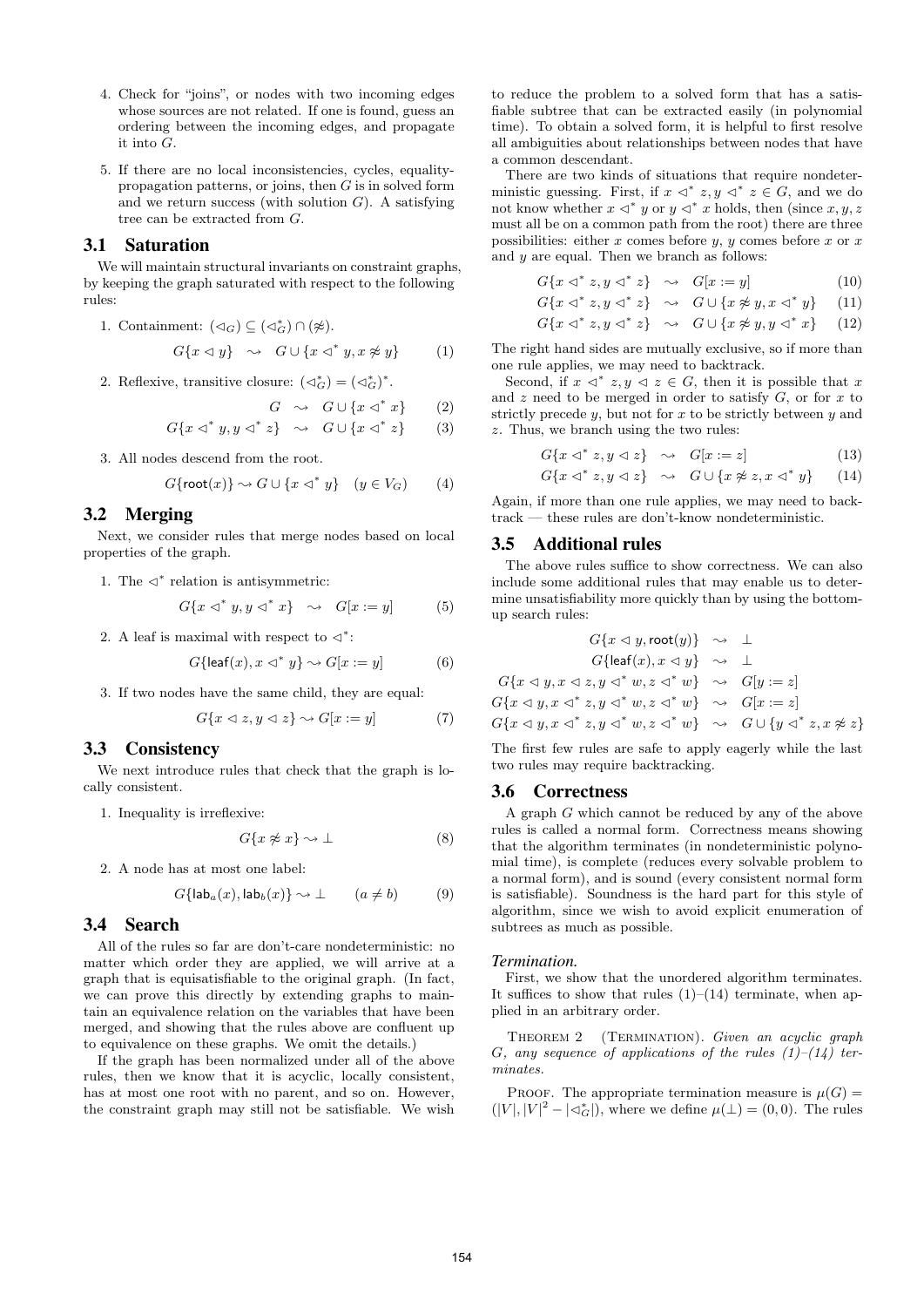4. Check for "joins", or nodes with two incoming edges whose sources are not related. If one is found, guess an ordering between the incoming edges, and propagate it into $G$.

5. If there are no local inconsistencies, cycles, equality-propagation patterns, or joins, then $G$ is in solved form and we return success (with solution $G$). A satisfying tree can be extracted from $G$.

### 3.1 Saturation

We will maintain structural invariants on constraint graphs, by keeping the graph saturated with respect to the following rules:

1. Containment: $(\lhd_G) \subseteq (\lhd_G^*) \cap (\not\approx)$.

$$G\{x \lhd y\} \;\rightsquigarrow\; G \cup \{x \lhd^* y, x \not\approx y\} \qquad (1)$$

2. Reflexive, transitive closure: $(\lhd_G^*) = (\lhd_G^*)^*$.

$$G \;\rightsquigarrow\; G \cup \{x \lhd^* x\} \qquad (2)$$

$$G\{x \lhd^* y, y \lhd^* z\} \;\rightsquigarrow\; G \cup \{x \lhd^* z\} \qquad (3)$$

3. All nodes descend from the root.

$$G\{\mathsf{root}(x)\} \rightsquigarrow G \cup \{x \lhd^* y\} \quad (y \in V_G) \qquad (4)$$

### 3.2 Merging

Next, we consider rules that merge nodes based on local properties of the graph.

1. The $\lhd^*$ relation is antisymmetric:

$$G\{x \lhd^* y, y \lhd^* x\} \;\rightsquigarrow\; G[x := y] \qquad (5)$$

2. A leaf is maximal with respect to $\lhd^*$:

$$G\{\mathsf{leaf}(x), x \lhd^* y\} \rightsquigarrow G[x := y] \qquad (6)$$

3. If two nodes have the same child, they are equal:

$$G\{x \lhd z, y \lhd z\} \rightsquigarrow G[x := y] \qquad (7)$$

### 3.3 Consistency

We next introduce rules that check that the graph is locally consistent.

1. Inequality is irreflexive:

$$G\{x \not\approx x\} \rightsquigarrow \bot \qquad (8)$$

2. A node has at most one label:

$$G\{\mathsf{lab}_a(x), \mathsf{lab}_b(x)\} \rightsquigarrow \bot \qquad (a \neq b) \qquad (9)$$

### 3.4 Search

All of the rules so far are don't-care nondeterministic: no matter which order they are applied, we will arrive at a graph that is equisatisfiable to the original graph. (In fact, we can prove this directly by extending graphs to maintain an equivalence relation on the variables that have been merged, and showing that the rules above are confluent up to equivalence on these graphs. We omit the details.)

If the graph has been normalized under all of the above rules, then we know that it is acyclic, locally consistent, has at most one root with no parent, and so on. However, the constraint graph may still not be satisfiable. We wish to reduce the problem to a solved form that has a satisfiable subtree that can be extracted easily (in polynomial time). To obtain a solved form, it is helpful to first resolve all ambiguities about relationships between nodes that have a common descendant.

There are two kinds of situations that require nondeterministic guessing. First, if $x \lhd^* z, y \lhd^* z \in G$, and we do not know whether $x \lhd^* y$ or $y \lhd^* x$ holds, then (since $x, y, z$ must all be on a common path from the root) there are three possibilities: either $x$ comes before $y$, $y$ comes before $x$ or $x$ and $y$ are equal. Then we branch as follows:

$$G\{x \lhd^* z, y \lhd^* z\} \;\rightsquigarrow\; G[x := y] \qquad (10)$$

$$G\{x \lhd^* z, y \lhd^* z\} \;\rightsquigarrow\; G \cup \{x \not\approx y, x \lhd^* y\} \qquad (11)$$

$$G\{x \lhd^* z, y \lhd^* z\} \;\rightsquigarrow\; G \cup \{x \not\approx y, y \lhd^* x\} \qquad (12)$$

The right hand sides are mutually exclusive, so if more than one rule applies, we may need to backtrack.

Second, if $x \lhd^* z, y \lhd z \in G$, then it is possible that $x$ and $z$ need to be merged in order to satisfy $G$, or for $x$ to strictly precede $y$, but not for $x$ to be strictly between $y$ and $z$. Thus, we branch using the two rules:

$$G\{x \lhd^* z, y \lhd z\} \;\rightsquigarrow\; G[x := z] \qquad (13)$$

$$G\{x \lhd^* z, y \lhd z\} \;\rightsquigarrow\; G \cup \{x \not\approx z, x \lhd^* y\} \qquad (14)$$

Again, if more than one rule applies, we may need to backtrack — these rules are don't-know nondeterministic.

### 3.5 Additional rules

The above rules suffice to show correctness. We can also include some additional rules that may enable us to determine unsatisfiability more quickly than by using the bottom-up search rules:

$$G\{x \lhd y, \mathsf{root}(y)\} \;\rightsquigarrow\; \bot$$

$$G\{\mathsf{leaf}(x), x \lhd y\} \;\rightsquigarrow\; \bot$$

$$G\{x \lhd y, x \lhd z, y \lhd^* w, z \lhd^* w\} \;\rightsquigarrow\; G[y := z]$$

$$G\{x \lhd y, x \lhd^* z, y \lhd^* w, z \lhd^* w\} \;\rightsquigarrow\; G[x := z]$$

$$G\{x \lhd y, x \lhd^* z, y \lhd^* w, z \lhd^* w\} \;\rightsquigarrow\; G \cup \{y \lhd^* z, x \not\approx z\}$$

The first few rules are safe to apply eagerly while the last two rules may require backtracking.

### 3.6 Correctness

A graph $G$ which cannot be reduced by any of the above rules is called a normal form. Correctness means showing that the algorithm terminates (in nondeterministic polynomial time), is complete (reduces every solvable problem to a normal form), and is sound (every consistent normal form is satisfiable). Soundness is the hard part for this style of algorithm, since we wish to avoid explicit enumeration of subtrees as much as possible.

#### *Termination.*

First, we show that the unordered algorithm terminates. It suffices to show that rules (1)–(14) terminate, when applied in an arbitrary order.

THEOREM 2 (TERMINATION). *Given an acyclic graph $G$, any sequence of applications of the rules (1)–(14) terminates.*

PROOF. The appropriate termination measure is $\mu(G) = (|V|, |V|^2 - |\lhd_G^*|)$, where we define $\mu(\bot) = (0, 0)$. The rules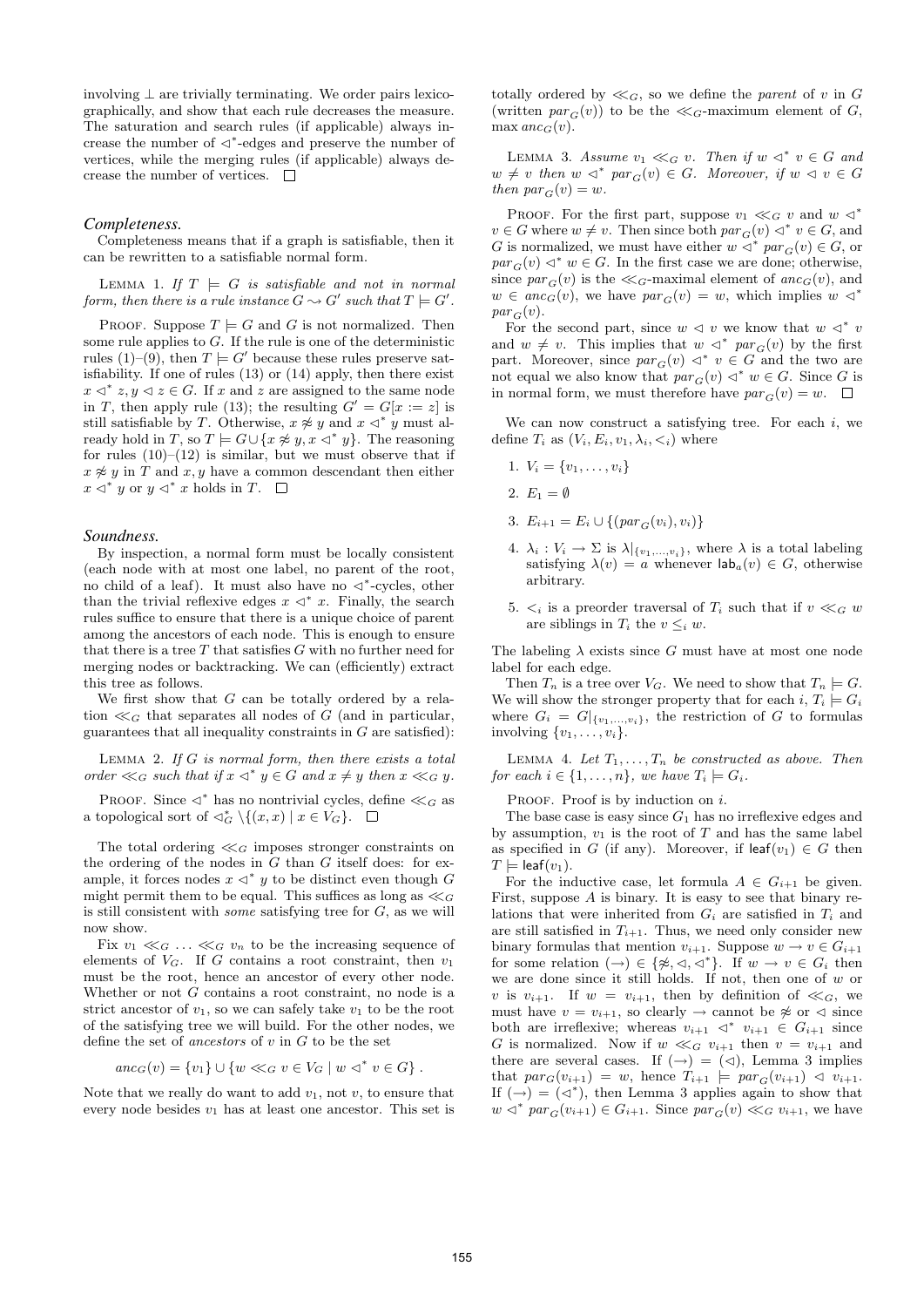involving $\bot$ are trivially terminating. We order pairs lexicographically, and show that each rule decreases the measure. The saturation and search rules (if applicable) always increase the number of $\lhd^*$-edges and preserve the number of vertices, while the merging rules (if applicable) always decrease the number of vertices. $\square$

### *Completeness.*

Completeness means that if a graph is satisfiable, then it can be rewritten to a satisfiable normal form.

Lemma 1. *If $T \models G$ is satisfiable and not in normal form, then there is a rule instance $G \leadsto G'$ such that $T \models G'$.*

Proof. Suppose $T \models G$ and $G$ is not normalized. Then some rule applies to $G$. If the rule is one of the deterministic rules (1)–(9), then $T \models G'$ because these rules preserve satisfiability. If one of rules (13) or (14) apply, then there exist $x \lhd^* z, y \lhd z \in G$. If $x$ and $z$ are assigned to the same node in $T$, then apply rule (13); the resulting $G' = G[x := z]$ is still satisfiable by $T$. Otherwise, $x \not\approx y$ and $x \lhd^* y$ must already hold in $T$, so $T \models G \cup \{x \not\approx y, x \lhd^* y\}$. The reasoning for rules (10)–(12) is similar, but we must observe that if $x \not\approx y$ in $T$ and $x, y$ have a common descendant then either $x \lhd^* y$ or $y \lhd^* x$ holds in $T$. $\square$

### *Soundness.*

By inspection, a normal form must be locally consistent (each node with at most one label, no parent of the root, no child of a leaf). It must also have no $\lhd^*$-cycles, other than the trivial reflexive edges $x \lhd^* x$. Finally, the search rules suffice to ensure that there is a unique choice of parent among the ancestors of each node. This is enough to ensure that there is a tree $T$ that satisfies $G$ with no further need for merging nodes or backtracking. We can (efficiently) extract this tree as follows.

We first show that $G$ can be totally ordered by a relation $\ll_G$ that separates all nodes of $G$ (and in particular, guarantees that all inequality constraints in $G$ are satisfied):

Lemma 2. *If $G$ is normal form, then there exists a total order $\ll_G$ such that if $x \lhd^* y \in G$ and $x \neq y$ then $x \ll_G y$.*

Proof. Since $\lhd^*$ has no nontrivial cycles, define $\ll_G$ as a topological sort of $\lhd_G^* \setminus \{(x,x) \mid x \in V_G\}$. $\square$

The total ordering $\ll_G$ imposes stronger constraints on the ordering of the nodes in $G$ than $G$ itself does: for example, it forces nodes $x \lhd^* y$ to be distinct even though $G$ might permit them to be equal. This suffices as long as $\ll_G$ is still consistent with *some* satisfying tree for $G$, as we will now show.

Fix $v_1 \ll_G \ldots \ll_G v_n$ to be the increasing sequence of elements of $V_G$. If $G$ contains a root constraint, then $v_1$ must be the root, hence an ancestor of every other node. Whether or not $G$ contains a root constraint, no node is a strict ancestor of $v_1$, so we can safely take $v_1$ to be the root of the satisfying tree we will build. For the other nodes, we define the set of *ancestors* of $v$ in $G$ to be the set

$$anc_G(v) = \{v_1\} \cup \{w \ll_G v \in V_G \mid w \lhd^* v \in G\}\ .$$

Note that we really do want to add $v_1$, not $v$, to ensure that every node besides $v_1$ has at least one ancestor. This set is totally ordered by $\ll_G$, so we define the *parent* of $v$ in $G$ (written $par_G(v)$) to be the $\ll_G$-maximum element of $G$, $\max anc_G(v)$.

Lemma 3. *Assume $v_1 \ll_G v$. Then if $w \lhd^* v \in G$ and $w \neq v$ then $w \lhd^* par_G(v) \in G$. Moreover, if $w \lhd v \in G$ then $par_G(v) = w$.*

Proof. For the first part, suppose $v_1 \ll_G v$ and $w \lhd^* v \in G$ where $w \neq v$. Then since both $par_G(v) \lhd^* v \in G$, and $G$ is normalized, we must have either $w \lhd^* par_G(v) \in G$, or $par_G(v) \lhd^* w \in G$. In the first case we are done; otherwise, since $par_G(v)$ is the $\ll_G$-maximal element of $anc_G(v)$, and $w \in anc_G(v)$, we have $par_G(v) = w$, which implies $w \lhd^* par_G(v)$.

For the second part, since $w \lhd v$ we know that $w \lhd^* v$ and $w \neq v$. This implies that $w \lhd^* par_G(v)$ by the first part. Moreover, since $par_G(v) \lhd^* v \in G$ and the two are not equal we also know that $par_G(v) \lhd^* w \in G$. Since $G$ is in normal form, we must therefore have $par_G(v) = w$. $\square$

We can now construct a satisfying tree. For each $i$, we define $T_i$ as $(V_i, E_i, v_1, \lambda_i, <_i)$ where

1. $V_i = \{v_1, \ldots, v_i\}$
2. $E_1 = \emptyset$
3. $E_{i+1} = E_i \cup \{(par_G(v_i), v_i)\}$
4. $\lambda_i : V_i \to \Sigma$ is $\lambda|_{\{v_1,\ldots,v_i\}}$, where $\lambda$ is a total labeling satisfying $\lambda(v) = a$ whenever $\mathsf{lab}_a(v) \in G$, otherwise arbitrary.
5. $<_i$ is a preorder traversal of $T_i$ such that if $v \ll_G w$ are siblings in $T_i$ the $v \leq_i w$.

The labeling $\lambda$ exists since $G$ must have at most one node label for each edge.

Then $T_n$ is a tree over $V_G$. We need to show that $T_n \models G$. We will show the stronger property that for each $i$, $T_i \models G_i$ where $G_i = G|_{\{v_1,\ldots,v_i\}}$, the restriction of $G$ to formulas involving $\{v_1, \ldots, v_i\}$.

Lemma 4. *Let $T_1, \ldots, T_n$ be constructed as above. Then for each $i \in \{1, \ldots, n\}$, we have $T_i \models G_i$.*

Proof. Proof is by induction on $i$.

The base case is easy since $G_1$ has no irreflexive edges and by assumption, $v_1$ is the root of $T$ and has the same label as specified in $G$ (if any). Moreover, if $\mathsf{leaf}(v_1) \in G$ then $T \models \mathsf{leaf}(v_1)$.

For the inductive case, let formula $A \in G_{i+1}$ be given. First, suppose $A$ is binary. It is easy to see that binary relations that were inherited from $G_i$ are satisfied in $T_i$ and are still satisfied in $T_{i+1}$. Thus, we need only consider new binary formulas that mention $v_{i+1}$. Suppose $w \to v \in G_{i+1}$ for some relation $(\to) \in \{\not\approx, \lhd, \lhd^*\}$. If $w \to v \in G_i$ then we are done since it still holds. If not, then one of $w$ or $v$ is $v_{i+1}$. If $w = v_{i+1}$, then by definition of $\ll_G$, we must have $v = v_{i+1}$, so clearly $\to$ cannot be $\not\approx$ or $\lhd$ since both are irreflexive; whereas $v_{i+1} \lhd^* v_{i+1} \in G_{i+1}$ since $G$ is normalized. Now if $w \ll_G v_{i+1}$ then $v = v_{i+1}$ and there are several cases. If $(\to) = (\lhd)$, Lemma 3 implies that $par_G(v_{i+1}) = w$, hence $T_{i+1} \models par_G(v_{i+1}) \lhd v_{i+1}$. If $(\to) = (\lhd^*)$, then Lemma 3 applies again to show that $w \lhd^* par_G(v_{i+1}) \in G_{i+1}$. Since $par_G(v) \ll_G v_{i+1}$, we have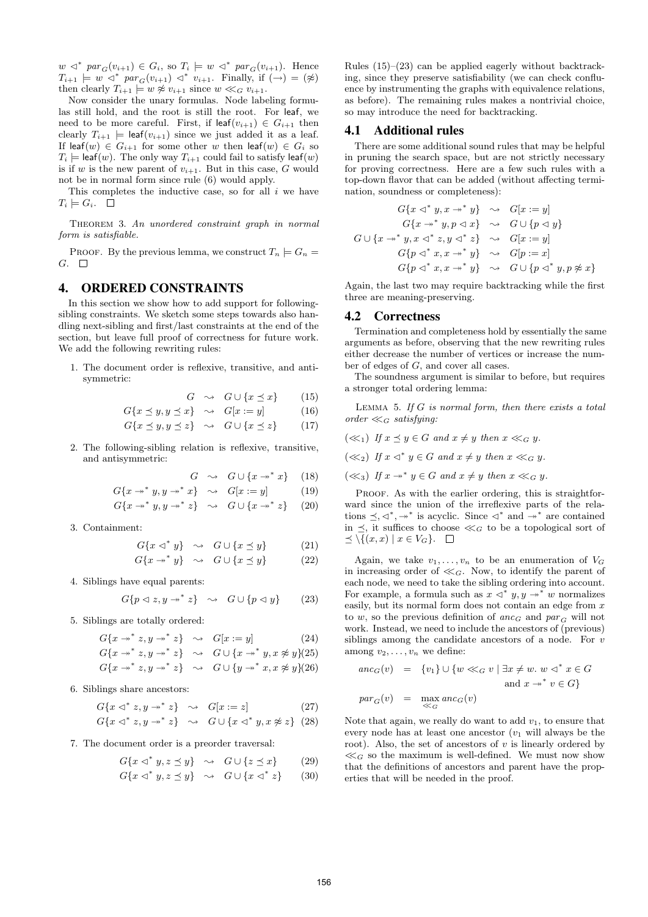$w \lhd^* par_G(v_{i+1}) \in G_i$, so $T_i \models w \lhd^* par_G(v_{i+1})$. Hence $T_{i+1} \models w \lhd^* par_G(v_{i+1}) \lhd^* v_{i+1}$. Finally, if $(\to) = (\not\approx)$ then clearly $T_{i+1} \models w \not\approx v_{i+1}$ since $w \ll_G v_{i+1}$.

Now consider the unary formulas. Node labeling formulas still hold, and the root is still the root. For leaf, we need to be more careful. First, if $\mathsf{leaf}(v_{i+1}) \in G_{i+1}$ then clearly $T_{i+1} \models \mathsf{leaf}(v_{i+1})$ since we just added it as a leaf. If $\mathsf{leaf}(w) \in G_{i+1}$ for some other $w$ then $\mathsf{leaf}(w) \in G_i$ so $T_i \models \mathsf{leaf}(w)$. The only way $T_{i+1}$ could fail to satisfy $\mathsf{leaf}(w)$ is if $w$ is the new parent of $v_{i+1}$. But in this case, $G$ would not be in normal form since rule (6) would apply.

This completes the inductive case, so for all $i$ we have $T_i \models G_i$. $\square$

Theorem 3. *An unordered constraint graph in normal form is satisfiable.*

Proof. By the previous lemma, we construct $T_n \models G_n = G$. $\square$

## 4. ORDERED CONSTRAINTS

In this section we show how to add support for following-sibling constraints. We sketch some steps towards also handling next-sibling and first/last constraints at the end of the section, but leave full proof of correctness for future work. We add the following rewriting rules:

1. The document order is reflexive, transitive, and antisymmetric:

$$G \leadsto G \cup \{x \preceq x\} \quad (15)$$

$$G\{x \preceq y, y \preceq x\} \leadsto G[x := y] \quad (16)$$

$$G\{x \preceq y, y \preceq z\} \leadsto G \cup \{x \preceq z\} \quad (17)$$

2. The following-sibling relation is reflexive, transitive, and antisymmetric:

$$G \leadsto G \cup \{x \twoheadrightarrow^* x\} \quad (18)$$

$$G\{x \twoheadrightarrow^* y, y \twoheadrightarrow^* x\} \leadsto G[x := y] \quad (19)$$

$$G\{x \twoheadrightarrow^* y, y \twoheadrightarrow^* z\} \leadsto G \cup \{x \twoheadrightarrow^* z\} \quad (20)$$

3. Containment:

$$G\{x \lhd^* y\} \leadsto G \cup \{x \preceq y\} \quad (21)$$

$$G\{x \twoheadrightarrow^* y\} \leadsto G \cup \{x \preceq y\} \quad (22)$$

4. Siblings have equal parents:

$$G\{p \lhd z, y \twoheadrightarrow^* z\} \leadsto G \cup \{p \lhd y\} \quad (23)$$

5. Siblings are totally ordered:

$$G\{x \twoheadrightarrow^* z, y \twoheadrightarrow^* z\} \leadsto G[x := y] \quad (24)$$

$$G\{x \twoheadrightarrow^* z, y \twoheadrightarrow^* z\} \leadsto G \cup \{x \twoheadrightarrow^* y, x \not\approx y\} \quad (25)$$

$$G\{x \twoheadrightarrow^* z, y \twoheadrightarrow^* z\} \leadsto G \cup \{y \twoheadrightarrow^* x, x \not\approx y\} \quad (26)$$

6. Siblings share ancestors:

$$G\{x \lhd^* z, y \twoheadrightarrow^* z\} \leadsto G[x := z] \quad (27)$$

$$G\{x \lhd^* z, y \twoheadrightarrow^* z\} \leadsto G \cup \{x \lhd^* y, x \not\approx z\} \quad (28)$$

7. The document order is a preorder traversal:

$$G\{x \lhd^* y, z \preceq y\} \leadsto G \cup \{z \preceq x\} \quad (29)$$

$$G\{x \lhd^* y, z \preceq y\} \leadsto G \cup \{x \lhd^* z\} \quad (30)$$

Rules (15)–(23) can be applied eagerly without backtracking, since they preserve satisfiability (we can check confluence by instrumenting the graphs with equivalence relations, as before). The remaining rules makes a nontrivial choice, so may introduce the need for backtracking.

### 4.1 Additional rules

There are some additional sound rules that may be helpful in pruning the search space, but are not strictly necessary for proving correctness. Here are a few such rules with a top-down flavor that can be added (without affecting termination, soundness or completeness):

$$\begin{aligned}
G\{x \lhd^* y, x \twoheadrightarrow^* y\} &\leadsto G[x := y] \\
G\{x \twoheadrightarrow^* y, p \lhd x\} &\leadsto G \cup \{p \lhd y\} \\
G \cup \{x \twoheadrightarrow^* y, x \lhd^* z, y \lhd^* z\} &\leadsto G[x := y] \\
G\{p \lhd^* x, x \twoheadrightarrow^* y\} &\leadsto G[p := x] \\
G\{p \lhd^* x, x \twoheadrightarrow^* y\} &\leadsto G \cup \{p \lhd^* y, p \not\approx x\}
\end{aligned}$$

Again, the last two may require backtracking while the first three are meaning-preserving.

### 4.2 Correctness

Termination and completeness hold by essentially the same arguments as before, observing that the new rewriting rules either decrease the number of vertices or increase the number of edges of $G$, and cover all cases.

The soundness argument is similar to before, but requires a stronger total ordering lemma:

Lemma 5. *If $G$ is normal form, then there exists a total order $\ll_G$ satisfying:*

($\ll_1$) *If $x \preceq y \in G$ and $x \neq y$ then $x \ll_G y$.*

($\ll_2$) *If $x \lhd^* y \in G$ and $x \neq y$ then $x \ll_G y$.*

($\ll_3$) *If $x \twoheadrightarrow^* y \in G$ and $x \neq y$ then $x \ll_G y$.*

Proof. As with the earlier ordering, this is straightforward since the union of the irreflexive parts of the relations $\preceq, \lhd^*, \twoheadrightarrow^*$ is acyclic. Since $\lhd^*$ and $\twoheadrightarrow^*$ are contained in $\preceq$, it suffices to choose $\ll_G$ to be a topological sort of $\preceq \setminus \{(x,x) \mid x \in V_G\}$. $\square$

Again, we take $v_1, \ldots, v_n$ to be an enumeration of $V_G$ in increasing order of $\ll_G$. Now, to identify the parent of each node, we need to take the sibling ordering into account. For example, a formula such as $x \lhd^* y, y \twoheadrightarrow^* w$ normalizes easily, but its normal form does not contain an edge from $x$ to $w$, so the previous definition of $anc_G$ and $par_G$ will not work. Instead, we need to include the ancestors of (previous) siblings among the candidate ancestors of a node. For $v$ among $v_2, \ldots, v_n$ we define:

$$\begin{aligned}
anc_G(v) &= \{v_1\} \cup \{w \ll_G v \mid \exists x \neq w.\ w \lhd^* x \in G \\
&\qquad\qquad \text{and } x \twoheadrightarrow^* v \in G\} \\
par_G(v) &= \max_{\ll_G} anc_G(v)
\end{aligned}$$

Note that again, we really do want to add $v_1$, to ensure that every node has at least one ancestor ($v_1$ will always be the root). Also, the set of ancestors of $v$ is linearly ordered by $\ll_G$ so the maximum is well-defined. We must now show that the definitions of ancestors and parent have the properties that will be needed in the proof.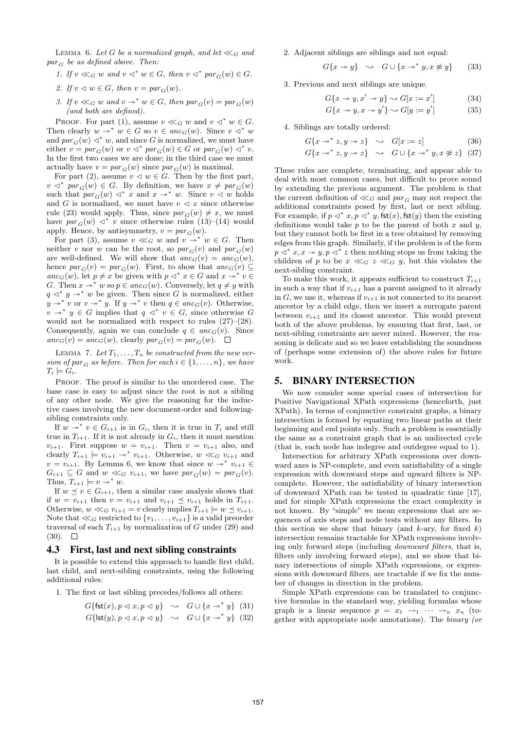LEMMA 6. *Let $G$ be a normalized graph, and let $\ll_G$ and $par_G$ be as defined above. Then:*

1. *If $v \ll_G w$ and $v \lhd^* w \in G$, then $v \lhd^* par_G(w) \in G$.*
2. *If $v \lhd w \in G$, then $v = par_G(w)$.*
3. *If $v \ll_G w$ and $v \twoheadrightarrow^* w \in G$, then $par_G(v) = par_G(w)$ (and both are defined).*

PROOF. For part (1), assume $v \ll_G w$ and $v \lhd^* w \in G$. Then clearly $w \twoheadrightarrow^* w \in G$ so $v \in anc_G(w)$. Since $v \lhd^* w$ and $par_G(w) \lhd^* w$, and since $G$ is normalized, we must have either $v = par_G(w)$ or $v \lhd^* par_G(w) \in G$ or $par_G(w) \lhd^* v$. In the first two cases we are done; in the third case we must actually have $v = par_G(w)$ since $par_G(w)$ is maximal.

For part (2), assume $v \lhd w \in G$. Then by the first part, $v \lhd^* par_G(w) \in G$. By definition, we have $x \neq par_G(w)$ such that $par_G(w) \lhd^* x$ and $x \twoheadrightarrow^* w$. Since $v \lhd w$ holds and $G$ is normalized, we must have $v \lhd x$ since otherwise rule (23) would apply. Thus, since $par_G(w) \neq x$, we must have $par_G(w) \lhd^* v$ since otherwise rules (13)–(14) would apply. Hence, by antisymmetry, $v = par_G(w)$.

For part (3), assume $v \ll_G w$ and $v \twoheadrightarrow^* w \in G$. Then neither $v$ nor $w$ can be the root, so $par_G(v)$ and $par_G(w)$ are well-defined. We will show that $anc_G(v) = anc_G(w)$, hence $par_G(v) = par_G(w)$. First, to show that $anc_G(v) \subseteq anc_G(w)$, let $p \neq x$ be given with $p \lhd^* x \in G$ and $x \twoheadrightarrow^* v \in G$. Then $x \twoheadrightarrow^* w$ so $p \in anc_G(w)$. Conversely, let $q \neq y$ with $q \lhd^* y \twoheadrightarrow^* w$ be given. Then since $G$ is normalized, either $y \twoheadrightarrow^* v$ or $v \twoheadrightarrow^* y$. If $y \twoheadrightarrow^* v$ then $q \in anc_G(v)$. Otherwise, $v \twoheadrightarrow^* y \in G$ implies that $q \lhd^* v \in G$, since otherwise $G$ would not be normalized with respect to rules (27)–(28). Consequently, again we can conclude $q \in anc_G(v)$. Since $anc_G(v) = anc_G(w)$, clearly $par_G(v) = par_G(w)$. $\square$

LEMMA 7. *Let $T_1, \ldots, T_n$ be constructed from the new version of $par_G$ as before. Then for each $i \in \{1, \ldots, n\}$, we have $T_i \models G_i$.*

PROOF. The proof is similar to the unordered case. The base case is easy to adjust since the root is not a sibling of any other node. We give the reasoning for the inductive cases involving the new document-order and following-sibling constraints only.

If $w \twoheadrightarrow^* v \in G_{i+1}$ is in $G_i$, then it is true in $T_i$ and still true in $T_{i+1}$. If it is not already in $G_i$, then it must mention $v_{i+1}$. First suppose $w = v_{i+1}$. Then $v = v_{i+1}$ also, and clearly $T_{i+1} \models v_{i+1} \twoheadrightarrow^* v_{i+1}$. Otherwise, $w \ll_G v_{i+1}$ and $v = v_{i+1}$. By Lemma 6, we know that since $w \twoheadrightarrow^* v_{i+1} \in G_{i+1} \subseteq G$ and $w \ll_G v_{i+1}$, we have $par_G(w) = par_G(v)$. Thus, $T_{i+1} \models v \twoheadrightarrow^* w$.

If $w \preceq v \in G_{i+1}$, then a similar case analysis shows that if $w = v_{i+1}$ then $v = v_{i+1}$ and $v_{i+1} \preceq v_{i+1}$ holds in $T_{i+1}$. Otherwise, $w \ll_G v_{i+1} = v$ clearly implies $T_{i+1} \models w \preceq v_{i+1}$. Note that $\ll_G$ restricted to $\{v_1, \ldots, v_{i+1}\}$ is a valid preorder traversal of each $T_{i+1}$ by normalization of $G$ under (29) and (30). $\square$

### 4.3 First, last and next sibling constraints

It is possible to extend this approach to handle first child, last child, and next-sibling constraints, using the following additional rules:

1. The first or last sibling precedes/follows all others:

$$G\{\mathsf{fst}(x), p \lhd x, p \lhd y\} \quad \rightsquigarrow \quad G \cup \{x \twoheadrightarrow^* y\} \quad (31)$$

$$G\{\mathsf{lst}(y), p \lhd x, p \lhd y\} \quad \rightsquigarrow \quad G \cup \{x \twoheadrightarrow^* y\} \quad (32)$$

2. Adjacent siblings are siblings and not equal:

$$G\{x \twoheadrightarrow y\} \quad \rightsquigarrow \quad G \cup \{x \twoheadrightarrow^* y, x \not\approx y\} \quad (33)$$

3. Previous and next siblings are unique.

$$G\{x \twoheadrightarrow y, x' \twoheadrightarrow y\} \rightsquigarrow G[x := x'] \quad (34)$$

$$G\{x \twoheadrightarrow y, x \twoheadrightarrow y'\} \rightsquigarrow G[y := y'] \quad (35)$$

4. Siblings are totally ordered:

$$G\{x \twoheadrightarrow^* z, y \twoheadrightarrow z\} \quad \rightsquigarrow \quad G[x := z] \quad (36)$$

$$G\{x \twoheadrightarrow^* z, y \twoheadrightarrow z\} \quad \rightsquigarrow \quad G \cup \{x \twoheadrightarrow^* y, x \not\approx z\} \quad (37)$$

These rules are complete, terminating, and appear able to deal with most common cases, but difficult to prove sound by extending the previous argument. The problem is that the current definition of $\ll_G$ and $par_G$ may not respect the additional constraints posed by first, last or next sibling. For example, if $p \lhd^* x, p \lhd^* y, \mathsf{fst}(x), \mathsf{fst}(y)$ then the existing definitions would take $p$ to be the parent of both $x$ and $y$, but they cannot both be first in a tree obtained by removing edges from this graph. Similarly, if the problem is of the form $p \lhd^* x, x \twoheadrightarrow y, p \lhd^* z$ then nothing stops us from taking the children of $p$ to be $x \ll_G z \ll_G y$, but this violates the next-sibling constraint.

To make this work, it appears sufficient to construct $T_{i+1}$ in such a way that if $v_{i+1}$ has a parent assigned to it already in $G$, we use it, whereas if $v_{i+1}$ is not connected to its nearest ancestor by a child edge, then we insert a surrogate parent between $v_{i+1}$ and its closest ancestor. This would prevent both of the above problems, by ensuring that first, last, or next-sibling constraints are never mixed. However, the reasoning is delicate and so we leave establishing the soundness of (perhaps some extension of) the above rules for future work.

## 5. BINARY INTERSECTION

We now consider some special cases of intersection for Positive Navigational XPath expressions (henceforth, just XPath). In terms of conjunctive constraint graphs, a binary intersection is formed by equating two linear paths at their beginning and end points only. Such a problem is essentially the same as a constraint graph that is an undirected cycle (that is, each node has indegree and outdegree equal to 1).

Intersection for arbitrary XPath expressions over downward axes is NP-complete, and even satisfiability of a single expression with downward steps and upward filters is NP-complete. However, the satisfiability of binary intersection of downward XPath can be tested in quadratic time [17], and for simple XPath expressions the exact complexity is not known. By "simple" we mean expressions that are sequences of axis steps and node tests without any filters. In this section we show that binary (and $k$-ary, for fixed $k$) intersection remains tractable for XPath expressions involving only forward steps (including *downward filters*, that is, filters only involving forward steps), and we show that binary intersections of simple XPath expressions, or expressions with downward filters, are tractable if we fix the number of changes in direction in the problem.

Simple XPath expressions can be translated to conjunctive formulas in the standard way, yielding formulas whose graph is a linear sequence $p = x_1 \rightarrow_1 \cdots \rightarrow_n x_n$ (together with appropriate node annotations). The *binary (or*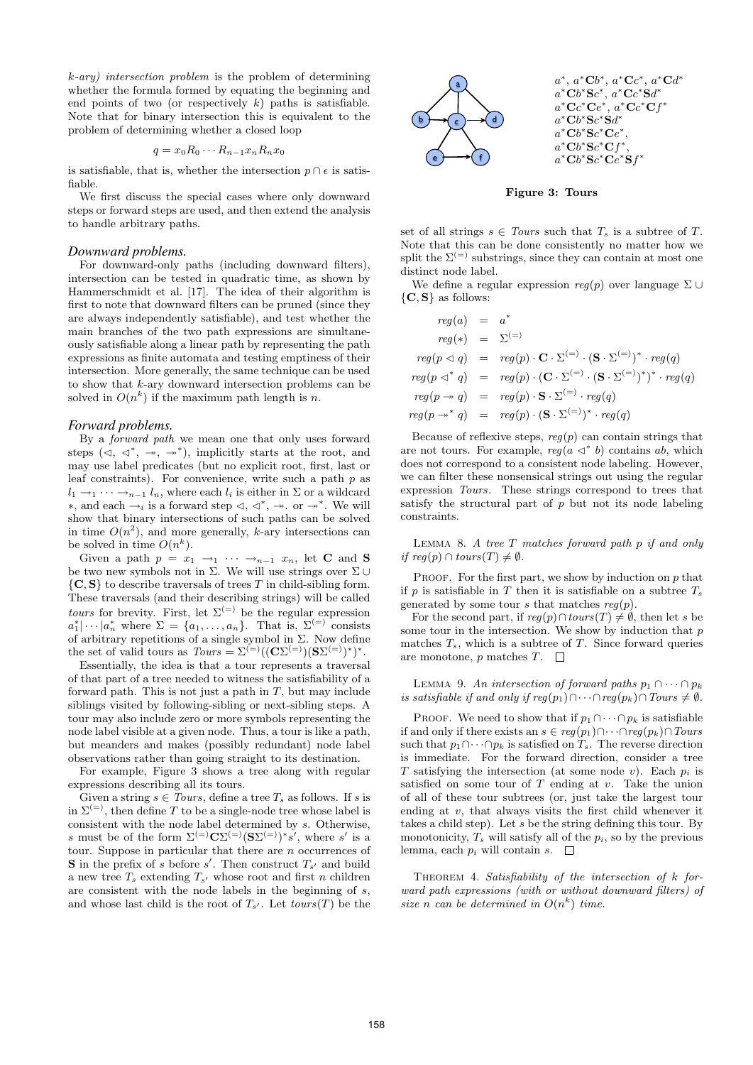*k-ary) intersection problem* is the problem of determining whether the formula formed by equating the beginning and end points of two (or respectively $k$) paths is satisfiable. Note that for binary intersection this is equivalent to the problem of determining whether a closed loop

$$q = x_0 R_0 \cdots R_{n-1} x_n R_n x_0$$

is satisfiable, that is, whether the intersection $p \cap \epsilon$ is satisfiable.

We first discuss the special cases where only downward steps or forward steps are used, and then extend the analysis to handle arbitrary paths.

### *Downward problems.*

For downward-only paths (including downward filters), intersection can be tested in quadratic time, as shown by Hammerschmidt et al. [17]. The idea of their algorithm is first to note that downward filters can be pruned (since they are always independently satisfiable), and test whether the main branches of the two path expressions are simultaneously satisfiable along a linear path by representing the path expressions as finite automata and testing emptiness of their intersection. More generally, the same technique can be used to show that $k$-ary downward intersection problems can be solved in $O(n^k)$ if the maximum path length is $n$.

### *Forward problems.*

By a *forward path* we mean one that only uses forward steps ($\lhd$, $\lhd^*$, $\twoheadrightarrow$, $\twoheadrightarrow^*$), implicitly starts at the root, and may use label predicates (but no explicit root, first, last or leaf constraints). For convenience, write such a path $p$ as $l_1 \rightarrow_1 \cdots \rightarrow_{n-1} l_n$, where each $l_i$ is either in $\Sigma$ or a wildcard $*$, and each $\rightarrow_i$ is a forward step $\lhd$, $\lhd^*$, $\twoheadrightarrow$. or $\twoheadrightarrow^*$. We will show that binary intersections of such paths can be solved in time $O(n^2)$, and more generally, $k$-ary intersections can be solved in time $O(n^k)$.

Given a path $p = x_1 \rightarrow_1 \cdots \rightarrow_{n-1} x_n$, let $\mathbf{C}$ and $\mathbf{S}$ be two new symbols not in $\Sigma$. We will use strings over $\Sigma \cup \{\mathbf{C}, \mathbf{S}\}$ to describe traversals of trees $T$ in child-sibling form. These traversals (and their describing strings) will be called *tours* for brevity. First, let $\Sigma^{(=)}$ be the regular expression $a_1^*| \cdots |a_n^*$ where $\Sigma = \{a_1, \ldots, a_n\}$. That is, $\Sigma^{(=)}$ consists of arbitrary repetitions of a single symbol in $\Sigma$. Now define the set of valid tours as $Tours = \Sigma^{(=)}((\mathbf{C}\Sigma^{(=)})(\mathbf{S}\Sigma^{(=)})^*)^*$.

Essentially, the idea is that a tour represents a traversal of that part of a tree needed to witness the satisfiability of a forward path. This is not just a path in $T$, but may include siblings visited by following-sibling or next-sibling steps. A tour may also include zero or more symbols representing the node label visible at a given node. Thus, a tour is like a path, but meanders and makes (possibly redundant) node label observations rather than going straight to its destination.

For example, Figure 3 shows a tree along with regular expressions describing all its tours.

$a^*$, $a^*\mathbf{C}b^*$, $a^*\mathbf{C}c^*$, $a^*\mathbf{C}d^*$
$a^*\mathbf{C}b^*\mathbf{S}c^*$, $a^*\mathbf{C}c^*\mathbf{S}d^*$
$a^*\mathbf{C}c^*\mathbf{C}e^*$, $a^*\mathbf{C}c^*\mathbf{C}f^*$
$a^*\mathbf{C}b^*\mathbf{S}c^*\mathbf{S}d^*$
$a^*\mathbf{C}b^*\mathbf{S}c^*\mathbf{C}e^*$,
$a^*\mathbf{C}b^*\mathbf{S}c^*\mathbf{C}f^*$,
$a^*\mathbf{C}b^*\mathbf{S}c^*\mathbf{C}e^*\mathbf{S}f^*$

**Figure 3: Tours**

Given a string $s \in Tours$, define a tree $T_s$ as follows. If $s$ is in $\Sigma^{(=)}$, then define $T$ to be a single-node tree whose label is consistent with the node label determined by $s$. Otherwise, $s$ must be of the form $\Sigma^{(=)}\mathbf{C}\Sigma^{(=)}(\mathbf{S}\Sigma^{(=)})^*s'$, where $s'$ is a tour. Suppose in particular that there are $n$ occurrences of $\mathbf{S}$ in the prefix of $s$ before $s'$. Then construct $T_{s'}$ and build a new tree $T_s$ extending $T_{s'}$ whose root and first $n$ children are consistent with the node labels in the beginning of $s$, and whose last child is the root of $T_{s'}$. Let $tours(T)$ be the set of all strings $s \in Tours$ such that $T_s$ is a subtree of $T$. Note that this can be done consistently no matter how we split the $\Sigma^{(=)}$ substrings, since they can contain at most one distinct node label.

We define a regular expression $reg(p)$ over language $\Sigma \cup \{\mathbf{C}, \mathbf{S}\}$ as follows:

$$\begin{aligned}
reg(a) &= a^* \\
reg(*) &= \Sigma^{(=)} \\
reg(p \lhd q) &= reg(p) \cdot \mathbf{C} \cdot \Sigma^{(=)} \cdot (\mathbf{S} \cdot \Sigma^{(=)})^* \cdot reg(q) \\
reg(p \lhd^* q) &= reg(p) \cdot (\mathbf{C} \cdot \Sigma^{(=)} \cdot (\mathbf{S} \cdot \Sigma^{(=)})^*)^* \cdot reg(q) \\
reg(p \twoheadrightarrow q) &= reg(p) \cdot \mathbf{S} \cdot \Sigma^{(=)} \cdot reg(q) \\
reg(p \twoheadrightarrow^* q) &= reg(p) \cdot (\mathbf{S} \cdot \Sigma^{(=)})^* \cdot reg(q)
\end{aligned}$$

Because of reflexive steps, $reg(p)$ can contain strings that are not tours. For example, $reg(a \lhd^* b)$ contains $ab$, which does not correspond to a consistent node labeling. However, we can filter these nonsensical strings out using the regular expression *Tours*. These strings correspond to trees that satisfy the structural part of $p$ but not its node labeling constraints.

LEMMA 8. *A tree $T$ matches forward path $p$ if and only if $reg(p) \cap tours(T) \neq \emptyset$.*

PROOF. For the first part, we show by induction on $p$ that if $p$ is satisfiable in $T$ then it is satisfiable on a subtree $T_s$ generated by some tour $s$ that matches $reg(p)$.

For the second part, if $reg(p) \cap tours(T) \neq \emptyset$, then let $s$ be some tour in the intersection. We show by induction that $p$ matches $T_s$, which is a subtree of $T$. Since forward queries are monotone, $p$ matches $T$. □

LEMMA 9. *An intersection of forward paths $p_1 \cap \cdots \cap p_k$ is satisfiable if and only if $reg(p_1) \cap \cdots \cap reg(p_k) \cap Tours \neq \emptyset$.*

PROOF. We need to show that if $p_1 \cap \cdots \cap p_k$ is satisfiable if and only if there exists an $s \in reg(p_1) \cap \cdots \cap reg(p_k) \cap Tours$ such that $p_1 \cap \cdots \cap p_k$ is satisfied on $T_s$. The reverse direction is immediate. For the forward direction, consider a tree $T$ satisfying the intersection (at some node $v$). Each $p_i$ is satisfied on some tour of $T$ ending at $v$. Take the union of all of these tour subtrees (or, just take the largest tour ending at $v$, that always visits the first child whenever it takes a child step). Let $s$ be the string defining this tour. By monotonicity, $T_s$ will satisfy all of the $p_i$, so by the previous lemma, each $p_i$ will contain $s$. □

THEOREM 4. *Satisfiability of the intersection of $k$ forward path expressions (with or without downward filters) of size $n$ can be determined in $O(n^k)$ time.*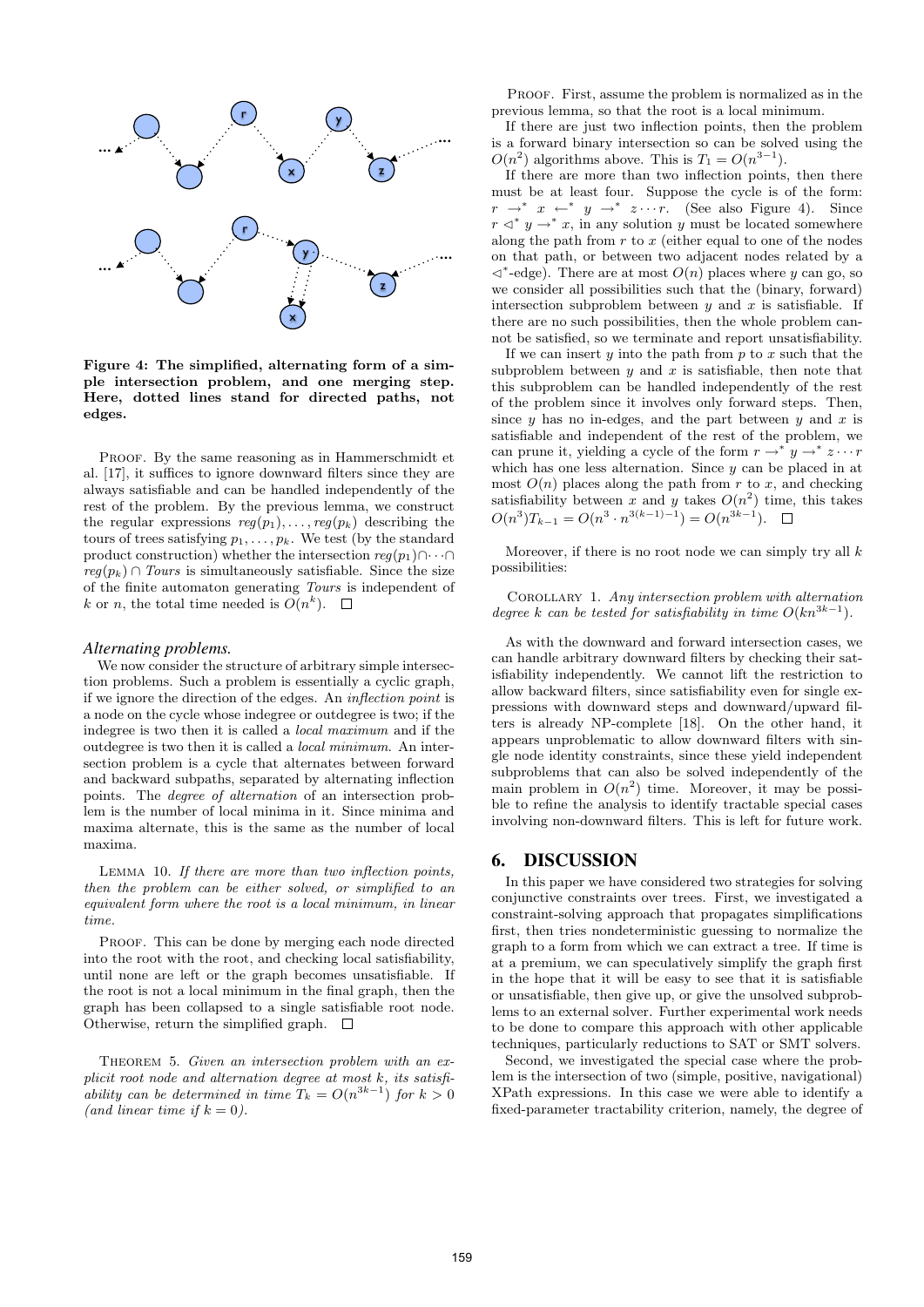**Figure 4: The simplified, alternating form of a simple intersection problem, and one merging step. Here, dotted lines stand for directed paths, not edges.**

PROOF. By the same reasoning as in Hammerschmidt et al. [17], it suffices to ignore downward filters since they are always satisfiable and can be handled independently of the rest of the problem. By the previous lemma, we construct the regular expressions $reg(p_1), \ldots, reg(p_k)$ describing the tours of trees satisfying $p_1, \ldots, p_k$. We test (by the standard product construction) whether the intersection $reg(p_1) \cap \cdots \cap reg(p_k) \cap Tours$ is simultaneously satisfiable. Since the size of the finite automaton generating *Tours* is independent of $k$ or $n$, the total time needed is $O(n^k)$. □

### Alternating problems.

We now consider the structure of arbitrary simple intersection problems. Such a problem is essentially a cyclic graph, if we ignore the direction of the edges. An *inflection point* is a node on the cycle whose indegree or outdegree is two; if the indegree is two then it is called a *local maximum* and if the outdegree is two then it is called a *local minimum*. An intersection problem is a cycle that alternates between forward and backward subpaths, separated by alternating inflection points. The *degree of alternation* of an intersection problem is the number of local minima in it. Since minima and maxima alternate, this is the same as the number of local maxima.

LEMMA 10. *If there are more than two inflection points, then the problem can be either solved, or simplified to an equivalent form where the root is a local minimum, in linear time.*

PROOF. This can be done by merging each node directed into the root with the root, and checking local satisfiability, until none are left or the graph becomes unsatisfiable. If the root is not a local minimum in the final graph, then the graph has been collapsed to a single satisfiable root node. Otherwise, return the simplified graph. □

THEOREM 5. *Given an intersection problem with an explicit root node and alternation degree at most $k$, its satisfiability can be determined in time $T_k = O(n^{3k-1})$ for $k > 0$ (and linear time if $k = 0$).*

PROOF. First, assume the problem is normalized as in the previous lemma, so that the root is a local minimum.

If there are just two inflection points, then the problem is a forward binary intersection so can be solved using the $O(n^2)$ algorithms above. This is $T_1 = O(n^{3-1})$.

If there are more than two inflection points, then there must be at least four. Suppose the cycle is of the form: $r \to^* x \leftarrow^* y \to^* z \cdots r$. (See also Figure 4). Since $r \lhd^* y \to^* x$, in any solution $y$ must be located somewhere along the path from $r$ to $x$ (either equal to one of the nodes on that path, or between two adjacent nodes related by a $\lhd^*$-edge). There are at most $O(n)$ places where $y$ can go, so we consider all possibilities such that the (binary, forward) intersection subproblem between $y$ and $x$ is satisfiable. If there are no such possibilities, then the whole problem cannot be satisfied, so we terminate and report unsatisfiability.

If we can insert $y$ into the path from $p$ to $x$ such that the subproblem between $y$ and $x$ is satisfiable, then note that this subproblem can be handled independently of the rest of the problem since it involves only forward steps. Then, since $y$ has no in-edges, and the part between $y$ and $x$ is satisfiable and independent of the rest of the problem, we can prune it, yielding a cycle of the form $r \to^* y \to^* z \cdots r$ which has one less alternation. Since $y$ can be placed in at most $O(n)$ places along the path from $r$ to $x$, and checking satisfiability between $x$ and $y$ takes $O(n^2)$ time, this takes $O(n^3)T_{k-1} = O(n^3 \cdot n^{3(k-1)-1}) = O(n^{3k-1})$. □

Moreover, if there is no root node we can simply try all $k$ possibilities:

COROLLARY 1. *Any intersection problem with alternation degree $k$ can be tested for satisfiability in time $O(kn^{3k-1})$.*

As with the downward and forward intersection cases, we can handle arbitrary downward filters by checking their satisfiability independently. We cannot lift the restriction to allow backward filters, since satisfiability even for single expressions with downward steps and downward/upward filters is already NP-complete [18]. On the other hand, it appears unproblematic to allow downward filters with single node identity constraints, since these yield independent subproblems that can also be solved independently of the main problem in $O(n^2)$ time. Moreover, it may be possible to refine the analysis to identify tractable special cases involving non-downward filters. This is left for future work.

## 6. DISCUSSION

In this paper we have considered two strategies for solving conjunctive constraints over trees. First, we investigated a constraint-solving approach that propagates simplifications first, then tries nondeterministic guessing to normalize the graph to a form from which we can extract a tree. If time is at a premium, we can speculatively simplify the graph first in the hope that it will be easy to see that it is satisfiable or unsatisfiable, then give up, or give the unsolved subproblems to an external solver. Further experimental work needs to be done to compare this approach with other applicable techniques, particularly reductions to SAT or SMT solvers.

Second, we investigated the special case where the problem is the intersection of two (simple, positive, navigational) XPath expressions. In this case we were able to identify a fixed-parameter tractability criterion, namely, the degree of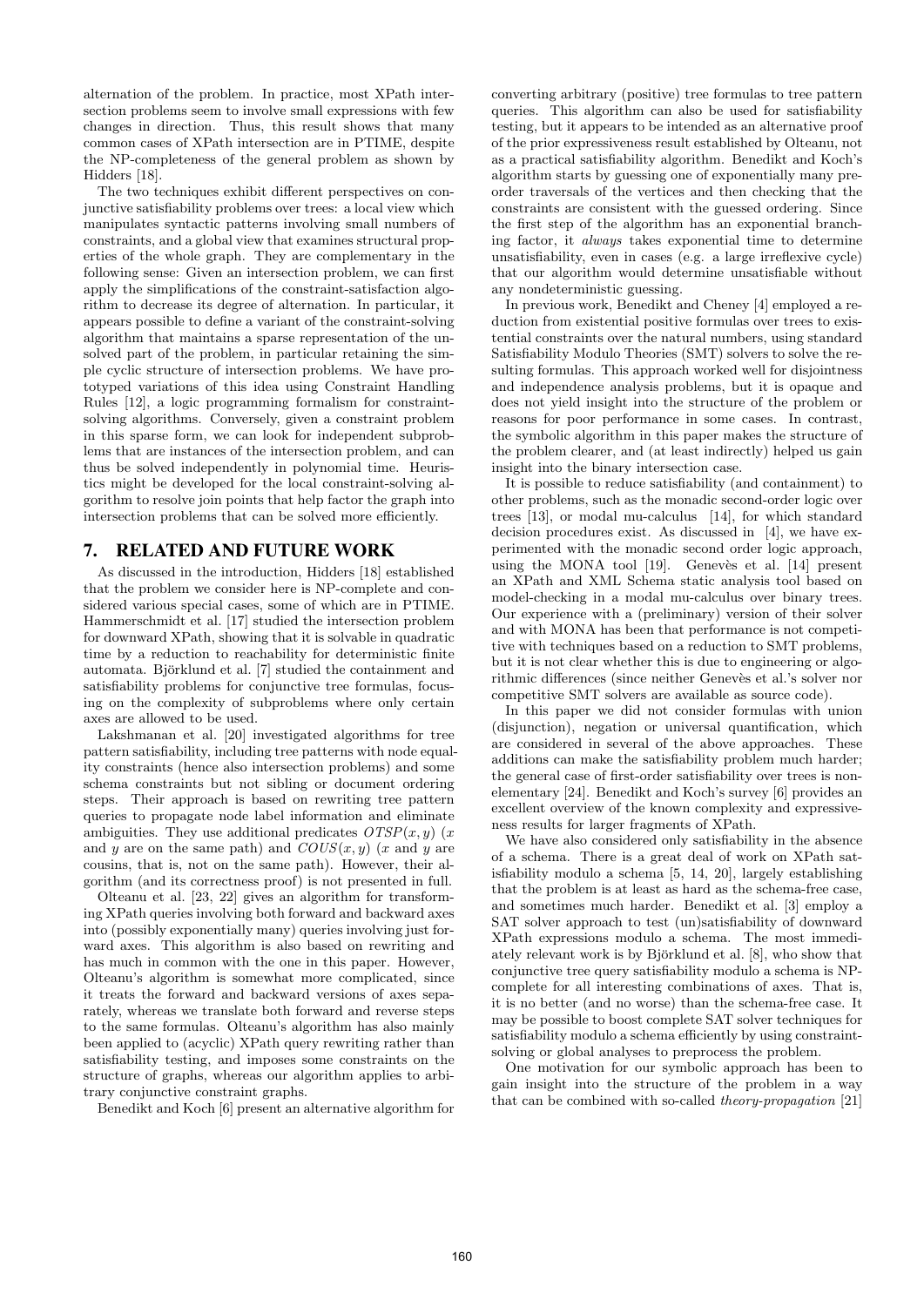alternation of the problem. In practice, most XPath intersection problems seem to involve small expressions with few changes in direction. Thus, this result shows that many common cases of XPath intersection are in PTIME, despite the NP-completeness of the general problem as shown by Hidders [18].

The two techniques exhibit different perspectives on conjunctive satisfiability problems over trees: a local view which manipulates syntactic patterns involving small numbers of constraints, and a global view that examines structural properties of the whole graph. They are complementary in the following sense: Given an intersection problem, we can first apply the simplifications of the constraint-satisfaction algorithm to decrease its degree of alternation. In particular, it appears possible to define a variant of the constraint-solving algorithm that maintains a sparse representation of the unsolved part of the problem, in particular retaining the simple cyclic structure of intersection problems. We have prototyped variations of this idea using Constraint Handling Rules [12], a logic programming formalism for constraint-solving algorithms. Conversely, given a constraint problem in this sparse form, we can look for independent subproblems that are instances of the intersection problem, and can thus be solved independently in polynomial time. Heuristics might be developed for the local constraint-solving algorithm to resolve join points that help factor the graph into intersection problems that can be solved more efficiently.

## 7. RELATED AND FUTURE WORK

As discussed in the introduction, Hidders [18] established that the problem we consider here is NP-complete and considered various special cases, some of which are in PTIME. Hammerschmidt et al. [17] studied the intersection problem for downward XPath, showing that it is solvable in quadratic time by a reduction to reachability for deterministic finite automata. Björklund et al. [7] studied the containment and satisfiability problems for conjunctive tree formulas, focusing on the complexity of subproblems where only certain axes are allowed to be used.

Lakshmanan et al. [20] investigated algorithms for tree pattern satisfiability, including tree patterns with node equality constraints (hence also intersection problems) and some schema constraints but not sibling or document ordering steps. Their approach is based on rewriting tree pattern queries to propagate node label information and eliminate ambiguities. They use additional predicates $OTSP(x, y)$ ($x$ and $y$ are on the same path) and $COUS(x, y)$ ($x$ and $y$ are cousins, that is, not on the same path). However, their algorithm (and its correctness proof) is not presented in full.

Olteanu et al. [23, 22] gives an algorithm for transforming XPath queries involving both forward and backward axes into (possibly exponentially many) queries involving just forward axes. This algorithm is also based on rewriting and has much in common with the one in this paper. However, Olteanu's algorithm is somewhat more complicated, since it treats the forward and backward versions of axes separately, whereas we translate both forward and reverse steps to the same formulas. Olteanu's algorithm has also mainly been applied to (acyclic) XPath query rewriting rather than satisfiability testing, and imposes some constraints on the structure of graphs, whereas our algorithm applies to arbitrary conjunctive constraint graphs.

Benedikt and Koch [6] present an alternative algorithm for converting arbitrary (positive) tree formulas to tree pattern queries. This algorithm can also be used for satisfiability testing, but it appears to be intended as an alternative proof of the prior expressiveness result established by Olteanu, not as a practical satisfiability algorithm. Benedikt and Koch's algorithm starts by guessing one of exponentially many preorder traversals of the vertices and then checking that the constraints are consistent with the guessed ordering. Since the first step of the algorithm has an exponential branching factor, it *always* takes exponential time to determine unsatisfiability, even in cases (e.g. a large irreflexive cycle) that our algorithm would determine unsatisfiable without any nondeterministic guessing.

In previous work, Benedikt and Cheney [4] employed a reduction from existential positive formulas over trees to existential constraints over the natural numbers, using standard Satisfiability Modulo Theories (SMT) solvers to solve the resulting formulas. This approach worked well for disjointness and independence analysis problems, but it is opaque and does not yield insight into the structure of the problem or reasons for poor performance in some cases. In contrast, the symbolic algorithm in this paper makes the structure of the problem clearer, and (at least indirectly) helped us gain insight into the binary intersection case.

It is possible to reduce satisfiability (and containment) to other problems, such as the monadic second-order logic over trees [13], or modal mu-calculus [14], for which standard decision procedures exist. As discussed in [4], we have experimented with the monadic second order logic approach, using the MONA tool [19]. Genevès et al. [14] present an XPath and XML Schema static analysis tool based on model-checking in a modal mu-calculus over binary trees. Our experience with a (preliminary) version of their solver and with MONA has been that performance is not competitive with techniques based on a reduction to SMT problems, but it is not clear whether this is due to engineering or algorithmic differences (since neither Genevès et al.'s solver nor competitive SMT solvers are available as source code).

In this paper we did not consider formulas with union (disjunction), negation or universal quantification, which are considered in several of the above approaches. These additions can make the satisfiability problem much harder; the general case of first-order satisfiability over trees is nonelementary [24]. Benedikt and Koch's survey [6] provides an excellent overview of the known complexity and expressiveness results for larger fragments of XPath.

We have also considered only satisfiability in the absence of a schema. There is a great deal of work on XPath satisfiability modulo a schema [5, 14, 20], largely establishing that the problem is at least as hard as the schema-free case, and sometimes much harder. Benedikt et al. [3] employ a SAT solver approach to test (un)satisfiability of downward XPath expressions modulo a schema. The most immediately relevant work is by Björklund et al. [8], who show that conjunctive tree query satisfiability modulo a schema is NP-complete for all interesting combinations of axes. That is, it is no better (and no worse) than the schema-free case. It may be possible to boost complete SAT solver techniques for satisfiability modulo a schema efficiently by using constraint-solving or global analyses to preprocess the problem.

One motivation for our symbolic approach has been to gain insight into the structure of the problem in a way that can be combined with so-called *theory-propagation* [21]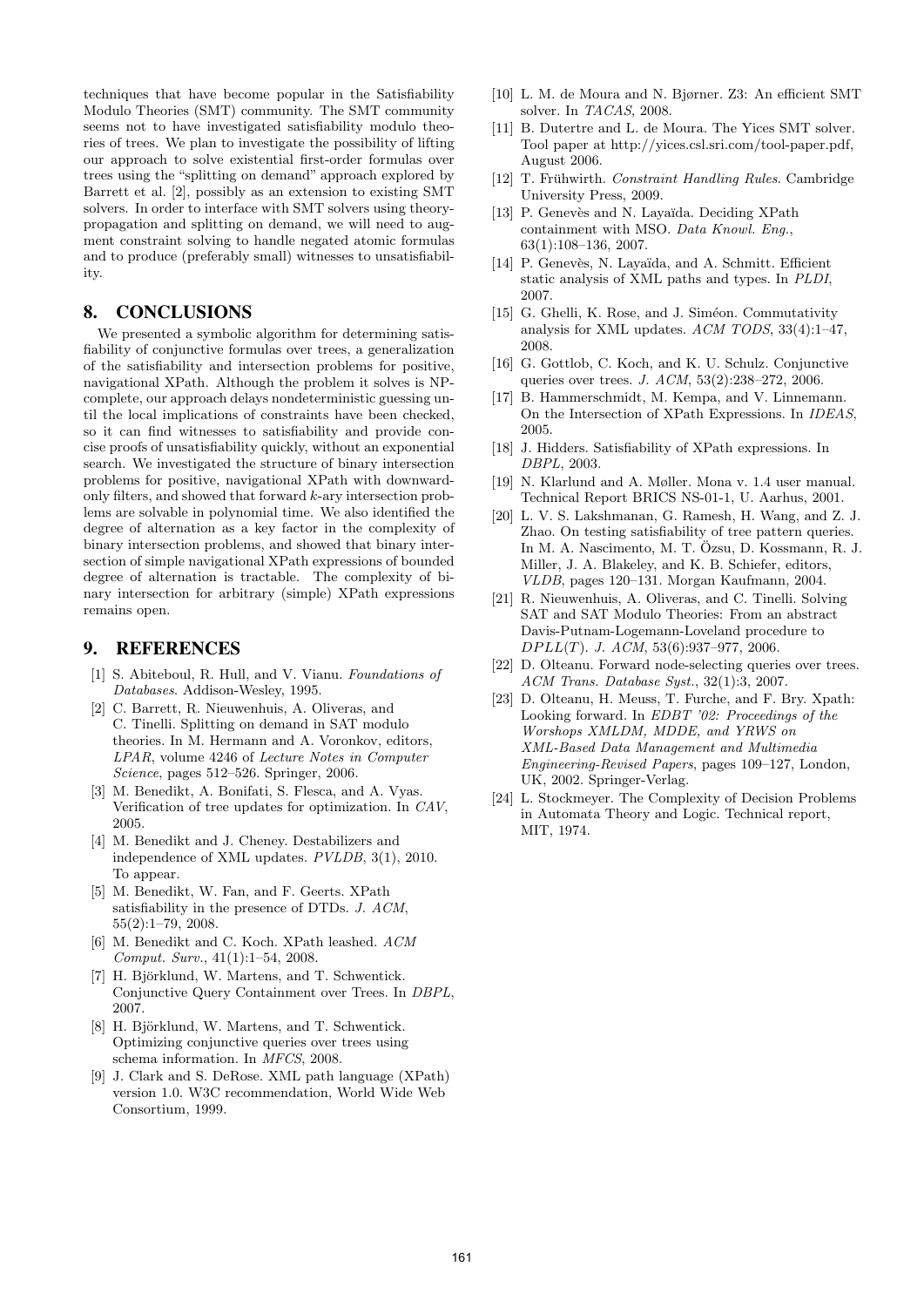techniques that have become popular in the Satisfiability Modulo Theories (SMT) community. The SMT community seems not to have investigated satisfiability modulo theories of trees. We plan to investigate the possibility of lifting our approach to solve existential first-order formulas over trees using the "splitting on demand" approach explored by Barrett et al. [2], possibly as an extension to existing SMT solvers. In order to interface with SMT solvers using theory-propagation and splitting on demand, we will need to augment constraint solving to handle negated atomic formulas and to produce (preferably small) witnesses to unsatisfiability.

## 8. CONCLUSIONS

We presented a symbolic algorithm for determining satisfiability of conjunctive formulas over trees, a generalization of the satisfiability and intersection problems for positive, navigational XPath. Although the problem it solves is NP-complete, our approach delays nondeterministic guessing until the local implications of constraints have been checked, so it can find witnesses to satisfiability and provide concise proofs of unsatisfiability quickly, without an exponential search. We investigated the structure of binary intersection problems for positive, navigational XPath with downward-only filters, and showed that forward $k$-ary intersection problems are solvable in polynomial time. We also identified the degree of alternation as a key factor in the complexity of binary intersection problems, and showed that binary intersection of simple navigational XPath expressions of bounded degree of alternation is tractable. The complexity of binary intersection for arbitrary (simple) XPath expressions remains open.

## 9. REFERENCES

[1] S. Abiteboul, R. Hull, and V. Vianu. *Foundations of Databases*. Addison-Wesley, 1995.

[2] C. Barrett, R. Nieuwenhuis, A. Oliveras, and C. Tinelli. Splitting on demand in SAT modulo theories. In M. Hermann and A. Voronkov, editors, *LPAR*, volume 4246 of *Lecture Notes in Computer Science*, pages 512–526. Springer, 2006.

[3] M. Benedikt, A. Bonifati, S. Flesca, and A. Vyas. Verification of tree updates for optimization. In *CAV*, 2005.

[4] M. Benedikt and J. Cheney. Destabilizers and independence of XML updates. *PVLDB*, 3(1), 2010. To appear.

[5] M. Benedikt, W. Fan, and F. Geerts. XPath satisfiability in the presence of DTDs. *J. ACM*, 55(2):1–79, 2008.

[6] M. Benedikt and C. Koch. XPath leashed. *ACM Comput. Surv.*, 41(1):1–54, 2008.

[7] H. Björklund, W. Martens, and T. Schwentick. Conjunctive Query Containment over Trees. In *DBPL*, 2007.

[8] H. Björklund, W. Martens, and T. Schwentick. Optimizing conjunctive queries over trees using schema information. In *MFCS*, 2008.

[9] J. Clark and S. DeRose. XML path language (XPath) version 1.0. W3C recommendation, World Wide Web Consortium, 1999.

[10] L. M. de Moura and N. Bjørner. Z3: An efficient SMT solver. In *TACAS*, 2008.

[11] B. Dutertre and L. de Moura. The Yices SMT solver. Tool paper at http://yices.csl.sri.com/tool-paper.pdf, August 2006.

[12] T. Frühwirth. *Constraint Handling Rules*. Cambridge University Press, 2009.

[13] P. Genevès and N. Layaïda. Deciding XPath containment with MSO. *Data Knowl. Eng.*, 63(1):108–136, 2007.

[14] P. Genevès, N. Layaïda, and A. Schmitt. Efficient static analysis of XML paths and types. In *PLDI*, 2007.

[15] G. Ghelli, K. Rose, and J. Siméon. Commutativity analysis for XML updates. *ACM TODS*, 33(4):1–47, 2008.

[16] G. Gottlob, C. Koch, and K. U. Schulz. Conjunctive queries over trees. *J. ACM*, 53(2):238–272, 2006.

[17] B. Hammerschmidt, M. Kempa, and V. Linnemann. On the Intersection of XPath Expressions. In *IDEAS*, 2005.

[18] J. Hidders. Satisfiability of XPath expressions. In *DBPL*, 2003.

[19] N. Klarlund and A. Møller. Mona v. 1.4 user manual. Technical Report BRICS NS-01-1, U. Aarhus, 2001.

[20] L. V. S. Lakshmanan, G. Ramesh, H. Wang, and Z. J. Zhao. On testing satisfiability of tree pattern queries. In M. A. Nascimento, M. T. Özsu, D. Kossmann, R. J. Miller, J. A. Blakeley, and K. B. Schiefer, editors, *VLDB*, pages 120–131. Morgan Kaufmann, 2004.

[21] R. Nieuwenhuis, A. Oliveras, and C. Tinelli. Solving SAT and SAT Modulo Theories: From an abstract Davis-Putnam-Logemann-Loveland procedure to *DPLL*($T$). *J. ACM*, 53(6):937–977, 2006.

[22] D. Olteanu. Forward node-selecting queries over trees. *ACM Trans. Database Syst.*, 32(1):3, 2007.

[23] D. Olteanu, H. Meuss, T. Furche, and F. Bry. Xpath: Looking forward. In *EDBT '02: Proceedings of the Worshops XMLDM, MDDE, and YRWS on XML-Based Data Management and Multimedia Engineering-Revised Papers*, pages 109–127, London, UK, 2002. Springer-Verlag.

[24] L. Stockmeyer. The Complexity of Decision Problems in Automata Theory and Logic. Technical report, MIT, 1974.